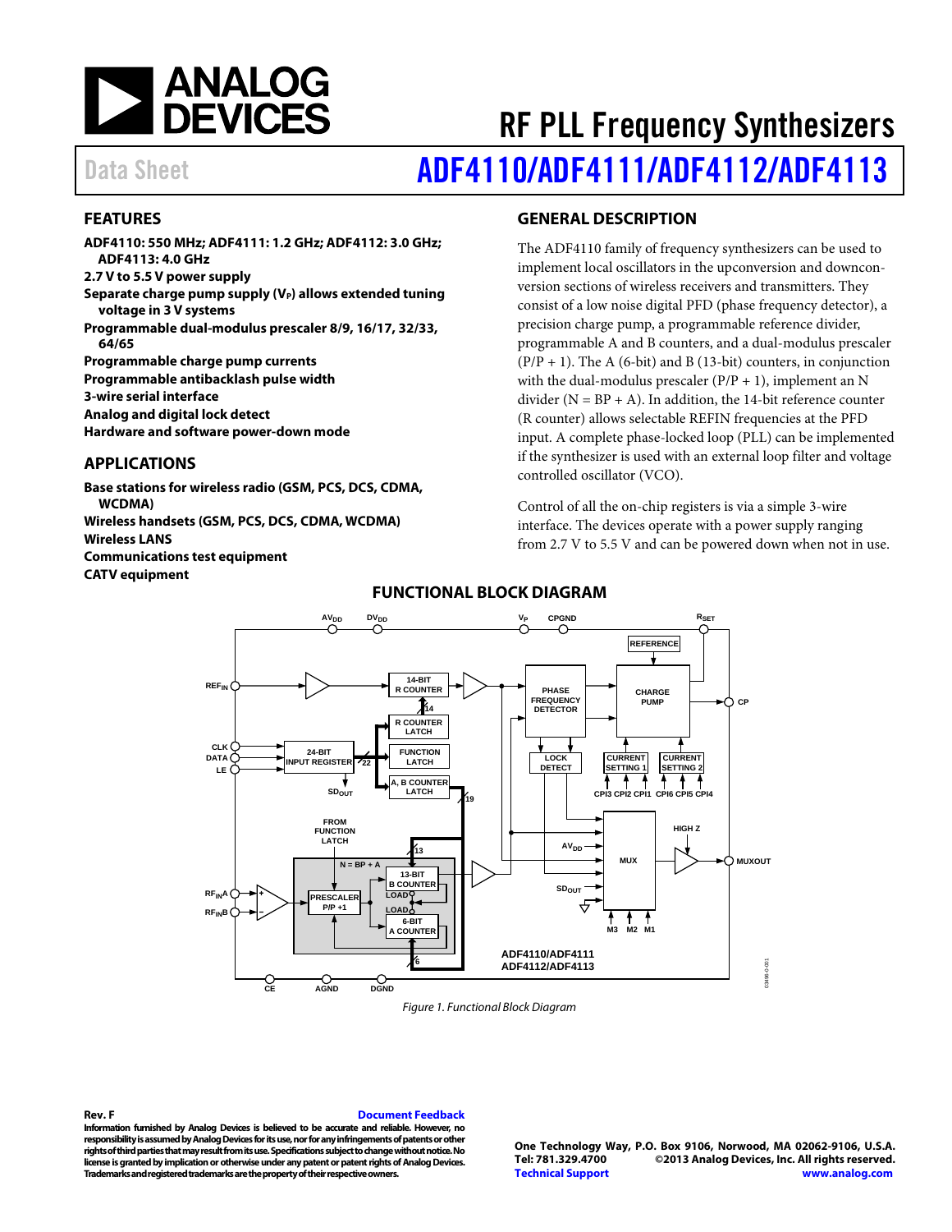# RF PLL Frequency Synthesizers

Data Sheet

# ADF4110/ADF4111/ADF4112/ADF4113

## FEATURES

**ADF4110: 550 MHz; ADF4111: 1.2 GHz; ADF4112: 3.0 GHz; ADF4113: 4.0 GHz**
**2.7 V to 5.5 V power supply**
**Separate charge pump supply ($V_P$) allows extended tuning voltage in 3 V systems**
**Programmable dual-modulus prescaler 8/9, 16/17, 32/33, 64/65**
**Programmable charge pump currents**
**Programmable antibacklash pulse width**
**3-wire serial interface**
**Analog and digital lock detect**
**Hardware and software power-down mode**

## APPLICATIONS

**Base stations for wireless radio (GSM, PCS, DCS, CDMA, WCDMA)**
**Wireless handsets (GSM, PCS, DCS, CDMA, WCDMA)**
**Wireless LANS**
**Communications test equipment**
**CATV equipment**

## GENERAL DESCRIPTION

The ADF4110 family of frequency synthesizers can be used to implement local oscillators in the upconversion and downconversion sections of wireless receivers and transmitters. They consist of a low noise digital PFD (phase frequency detector), a precision charge pump, a programmable reference divider, programmable A and B counters, and a dual-modulus prescaler (P/P + 1). The A (6-bit) and B (13-bit) counters, in conjunction with the dual-modulus prescaler (P/P + 1), implement an N divider (N = BP + A). In addition, the 14-bit reference counter (R counter) allows selectable REFIN frequencies at the PFD input. A complete phase-locked loop (PLL) can be implemented if the synthesizer is used with an external loop filter and voltage controlled oscillator (VCO).

Control of all the on-chip registers is via a simple 3-wire interface. The devices operate with a power supply ranging from 2.7 V to 5.5 V and can be powered down when not in use.

## FUNCTIONAL BLOCK DIAGRAM

*Figure 1. Functional Block Diagram*

**Rev. F** Document Feedback
**Information furnished by Analog Devices is believed to be accurate and reliable. However, no responsibility is assumed by Analog Devices for its use, nor for any infringements of patents or other rights of third parties that may result from its use. Specifications subject to change without notice. No license is granted by implication or otherwise under any patent or patent rights of Analog Devices. Trademarks and registered trademarks are the property of their respective owners.**

**One Technology Way, P.O. Box 9106, Norwood, MA 02062-9106, U.S.A.**
**Tel: 781.329.4700 ©2013 Analog Devices, Inc. All rights reserved.**
**Technical Support www.analog.com**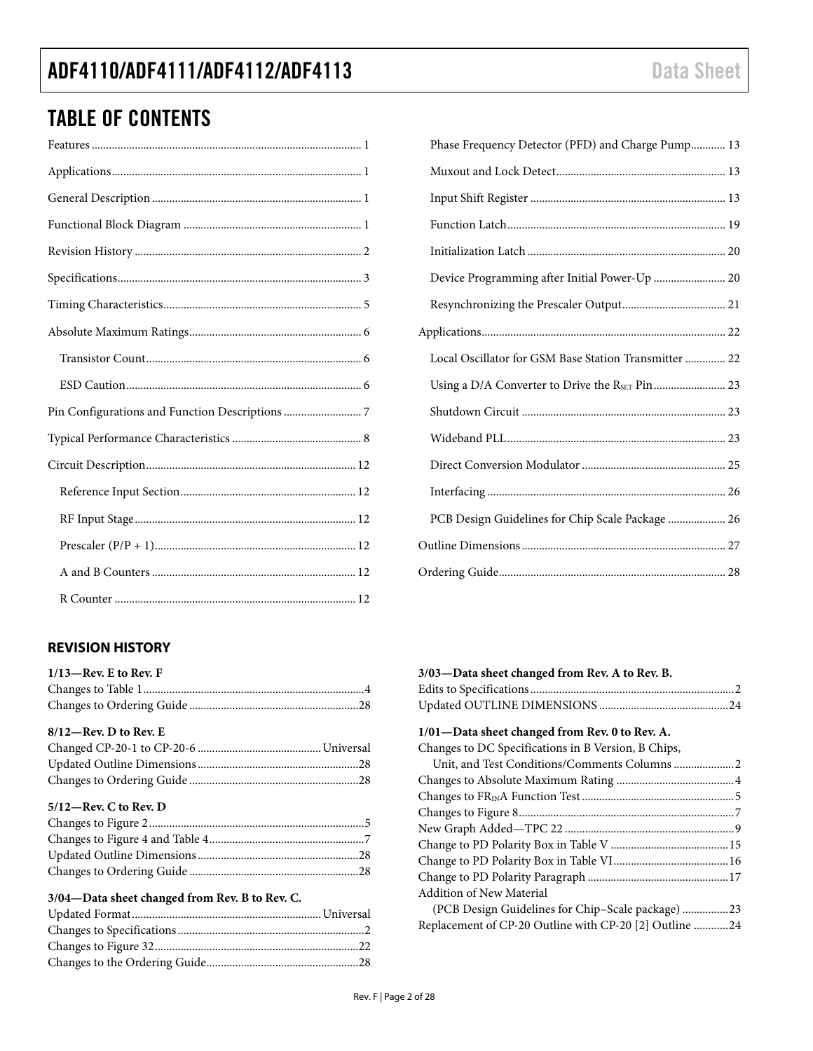# TABLE OF CONTENTS

Features ............................................................................................ 1
Applications...................................................................................... 1
General Description ........................................................................ 1
Functional Block Diagram ............................................................. 1
Revision History .............................................................................. 2
Specifications.................................................................................... 3
Timing Characteristics.................................................................... 5
Absolute Maximum Ratings............................................................ 6
  Transistor Count.......................................................................... 6
  ESD Caution................................................................................. 6
Pin Configurations and Function Descriptions ........................... 7
Typical Performance Characteristics ............................................. 8
Circuit Description......................................................................... 12
  Reference Input Section............................................................. 12
  RF Input Stage............................................................................ 12
  Prescaler (P/P + 1)...................................................................... 12
  A and B Counters ....................................................................... 12
  R Counter ................................................................................... 12
  Phase Frequency Detector (PFD) and Charge Pump............ 13
  Muxout and Lock Detect........................................................... 13
  Input Shift Register .................................................................... 13
  Function Latch............................................................................ 19
  Initialization Latch ..................................................................... 20
  Device Programming after Initial Power-Up ......................... 20
  Resynchronizing the Prescaler Output.................................... 21
Applications..................................................................................... 22
  Local Oscillator for GSM Base Station Transmitter .............. 22
  Using a D/A Converter to Drive the $R_{SET}$ Pin......................... 23
  Shutdown Circuit ....................................................................... 23
  Wideband PLL ............................................................................ 23
  Direct Conversion Modulator .................................................. 25
  Interfacing ................................................................................... 26
  PCB Design Guidelines for Chip Scale Package .................... 26
Outline Dimensions ....................................................................... 27
Ordering Guide............................................................................... 28

## REVISION HISTORY

**1/13—Rev. E to Rev. F**

Changes to Table 1............................................................................4
Changes to Ordering Guide ..........................................................28

**8/12—Rev. D to Rev. E**

Changed CP-20-1 to CP-20-6 .......................................... Universal
Updated Outline Dimensions.......................................................28
Changes to Ordering Guide ..........................................................28

**5/12—Rev. C to Rev. D**

Changes to Figure 2..........................................................................5
Changes to Figure 4 and Table 4.....................................................7
Updated Outline Dimensions.......................................................28
Changes to Ordering Guide ..........................................................28

**3/04—Data sheet changed from Rev. B to Rev. C.**

Updated Format................................................................ Universal
Changes to Specifications................................................................2
Changes to Figure 32.......................................................................22
Changes to the Ordering Guide....................................................28

**3/03—Data sheet changed from Rev. A to Rev. B.**

Edits to Specifications......................................................................2
Updated OUTLINE DIMENSIONS ............................................24

**1/01—Data sheet changed from Rev. 0 to Rev. A.**

Changes to DC Specifications in B Version, B Chips,
  Unit, and Test Conditions/Comments Columns .....................2
Changes to Absolute Maximum Rating .........................................4
Changes to $FR_{IN}A$ Function Test....................................................5
Changes to Figure 8..........................................................................7
New Graph Added—TPC 22 ...........................................................9
Change to PD Polarity Box in Table V .........................................15
Change to PD Polarity Box in Table VI........................................16
Change to PD Polarity Paragraph ................................................17
Addition of New Material
  (PCB Design Guidelines for Chip–Scale package) ................23
Replacement of CP-20 Outline with CP-20 [2] Outline ............24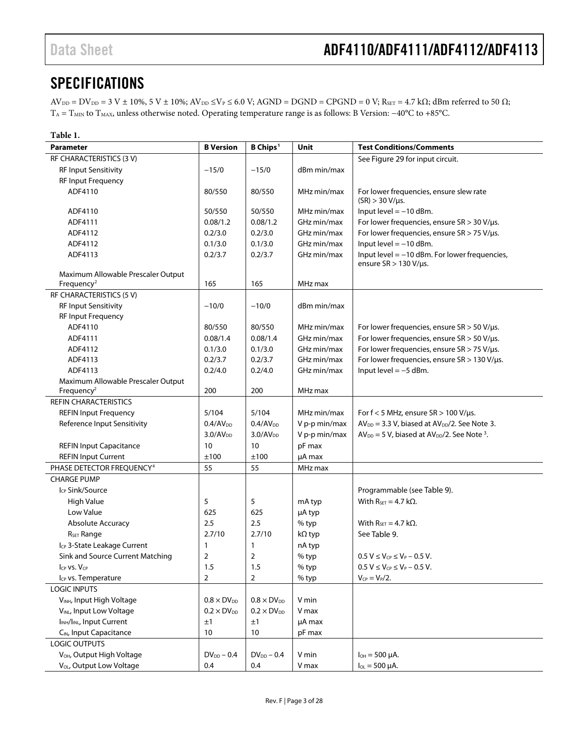## SPECIFICATIONS

$AV_{DD} = DV_{DD} = 3\ V \pm 10\%, 5\ V \pm 10\%$; $AV_{DD} \leq V_P \leq 6.0\ V$; AGND = DGND = CPGND = 0 V; $R_{SET} = 4.7\ k\Omega$; dBm referred to 50 Ω; $T_A = T_{MIN}$ to $T_{MAX}$, unless otherwise noted. Operating temperature range is as follows: B Version: −40°C to +85°C.

**Table 1.**

| Parameter | B Version | B Chips[1] | Unit | Test Conditions/Comments |
|---|---|---|---|---|
| RF CHARACTERISTICS (3 V) | | | | See Figure 29 for input circuit. |
| RF Input Sensitivity | −15/0 | −15/0 | dBm min/max | |
| RF Input Frequency | | | | |
| ADF4110 | 80/550 | 80/550 | MHz min/max | For lower frequencies, ensure slew rate (SR) > 30 V/μs. |
| ADF4110 | 50/550 | 50/550 | MHz min/max | Input level = −10 dBm. |
| ADF4111 | 0.08/1.2 | 0.08/1.2 | GHz min/max | For lower frequencies, ensure SR > 30 V/μs. |
| ADF4112 | 0.2/3.0 | 0.2/3.0 | GHz min/max | For lower frequencies, ensure SR > 75 V/μs. |
| ADF4112 | 0.1/3.0 | 0.1/3.0 | GHz min/max | Input level = −10 dBm. |
| ADF4113 | 0.2/3.7 | 0.2/3.7 | GHz min/max | Input level = −10 dBm. For lower frequencies, ensure SR > 130 V/μs. |
| Maximum Allowable Prescaler Output Frequency[2] | 165 | 165 | MHz max | |
| RF CHARACTERISTICS (5 V) | | | | |
| RF Input Sensitivity | −10/0 | −10/0 | dBm min/max | |
| RF Input Frequency | | | | |
| ADF4110 | 80/550 | 80/550 | MHz min/max | For lower frequencies, ensure SR > 50 V/μs. |
| ADF4111 | 0.08/1.4 | 0.08/1.4 | GHz min/max | For lower frequencies, ensure SR > 50 V/μs. |
| ADF4112 | 0.1/3.0 | 0.1/3.0 | GHz min/max | For lower frequencies, ensure SR > 75 V/μs. |
| ADF4113 | 0.2/3.7 | 0.2/3.7 | GHz min/max | For lower frequencies, ensure SR > 130 V/μs. |
| ADF4113 | 0.2/4.0 | 0.2/4.0 | GHz min/max | Input level = −5 dBm. |
| Maximum Allowable Prescaler Output Frequency[2] | 200 | 200 | MHz max | |
| REFIN CHARACTERISTICS | | | | |
| REFIN Input Frequency | 5/104 | 5/104 | MHz min/max | For f < 5 MHz, ensure SR > 100 V/μs. |
| Reference Input Sensitivity | $0.4/AV_{DD}$ | $0.4/AV_{DD}$ | V p-p min/max | $AV_{DD}$ = 3.3 V, biased at $AV_{DD}/2$. See Note 3. |
| | $3.0/AV_{DD}$ | $3.0/AV_{DD}$ | V p-p min/max | $AV_{DD}$ = 5 V, biased at $AV_{DD}/2$. See Note [3]. |
| REFIN Input Capacitance | 10 | 10 | pF max | |
| REFIN Input Current | ±100 | ±100 | μA max | |
| PHASE DETECTOR FREQUENCY[4] | 55 | 55 | MHz max | |
| CHARGE PUMP | | | | |
| $I_{CP}$ Sink/Source | | | | Programmable (see Table 9). |
| High Value | 5 | 5 | mA typ | With $R_{SET}$ = 4.7 kΩ. |
| Low Value | 625 | 625 | μA typ | |
| Absolute Accuracy | 2.5 | 2.5 | % typ | With $R_{SET}$ = 4.7 kΩ. |
| $R_{SET}$ Range | 2.7/10 | 2.7/10 | kΩ typ | See Table 9. |
| $I_{CP}$ 3-State Leakage Current | 1 | 1 | nA typ | |
| Sink and Source Current Matching | 2 | 2 | % typ | $0.5\ V \leq V_{CP} \leq V_P - 0.5\ V$. |
| $I_{CP}$ vs. $V_{CP}$ | 1.5 | 1.5 | % typ | $0.5\ V \leq V_{CP} \leq V_P - 0.5\ V$. |
| $I_{CP}$ vs. Temperature | 2 | 2 | % typ | $V_{CP} = V_P/2$. |
| LOGIC INPUTS | | | | |
| $V_{INH}$, Input High Voltage | $0.8 \times DV_{DD}$ | $0.8 \times DV_{DD}$ | V min | |
| $V_{INL}$, Input Low Voltage | $0.2 \times DV_{DD}$ | $0.2 \times DV_{DD}$ | V max | |
| $I_{INH}/I_{INL}$, Input Current | ±1 | ±1 | μA max | |
| $C_{IN}$, Input Capacitance | 10 | 10 | pF max | |
| LOGIC OUTPUTS | | | | |
| $V_{OH}$, Output High Voltage | $DV_{DD} - 0.4$ | $DV_{DD} - 0.4$ | V min | $I_{OH}$ = 500 μA. |
| $V_{OL}$, Output Low Voltage | 0.4 | 0.4 | V max | $I_{OL}$ = 500 μA. |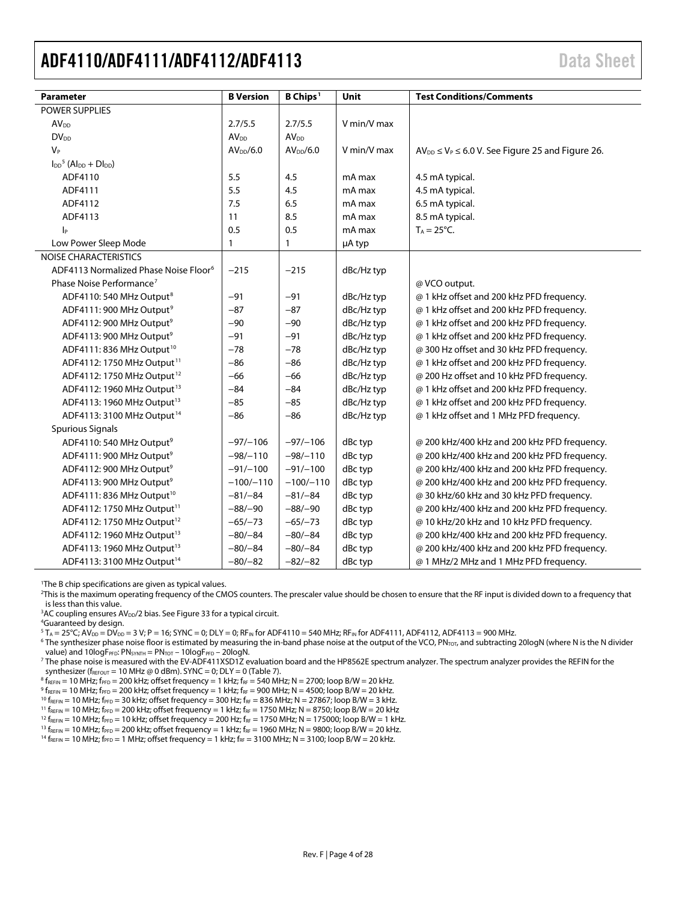| Parameter | B Version | B Chips[1] | Unit | Test Conditions/Comments |
|---|---|---|---|---|
| POWER SUPPLIES | | | | |
| $AV_{DD}$ | 2.7/5.5 | 2.7/5.5 | V min/V max | |
| $DV_{DD}$ | $AV_{DD}$ | $AV_{DD}$ | | |
| $V_P$ | $AV_{DD}$/6.0 | $AV_{DD}$/6.0 | V min/V max | $AV_{DD} \leq V_P \leq 6.0$ V. See Figure 25 and Figure 26. |
| $I_{DD}$[5] ($AI_{DD} + DI_{DD}$) | | | | |
| ADF4110 | 5.5 | 4.5 | mA max | 4.5 mA typical. |
| ADF4111 | 5.5 | 4.5 | mA max | 4.5 mA typical. |
| ADF4112 | 7.5 | 6.5 | mA max | 6.5 mA typical. |
| ADF4113 | 11 | 8.5 | mA max | 8.5 mA typical. |
| $I_P$ | 0.5 | 0.5 | mA max | $T_A = 25°C$. |
| Low Power Sleep Mode | 1 | 1 | μA typ | |
| NOISE CHARACTERISTICS | | | | |
| ADF4113 Normalized Phase Noise Floor[6] | −215 | −215 | dBc/Hz typ | |
| Phase Noise Performance[7] | | | | @ VCO output. |
| ADF4110: 540 MHz Output[8] | −91 | −91 | dBc/Hz typ | @ 1 kHz offset and 200 kHz PFD frequency. |
| ADF4111: 900 MHz Output[9] | −87 | −87 | dBc/Hz typ | @ 1 kHz offset and 200 kHz PFD frequency. |
| ADF4112: 900 MHz Output[9] | −90 | −90 | dBc/Hz typ | @ 1 kHz offset and 200 kHz PFD frequency. |
| ADF4113: 900 MHz Output[9] | −91 | −91 | dBc/Hz typ | @ 1 kHz offset and 200 kHz PFD frequency. |
| ADF4111: 836 MHz Output[10] | −78 | −78 | dBc/Hz typ | @ 300 Hz offset and 30 kHz PFD frequency. |
| ADF4112: 1750 MHz Output[11] | −86 | −86 | dBc/Hz typ | @ 1 kHz offset and 200 kHz PFD frequency. |
| ADF4112: 1750 MHz Output[12] | −66 | −66 | dBc/Hz typ | @ 200 Hz offset and 10 kHz PFD frequency. |
| ADF4112: 1960 MHz Output[13] | −84 | −84 | dBc/Hz typ | @ 1 kHz offset and 200 kHz PFD frequency. |
| ADF4113: 1960 MHz Output[13] | −85 | −85 | dBc/Hz typ | @ 1 kHz offset and 200 kHz PFD frequency. |
| ADF4113: 3100 MHz Output[14] | −86 | −86 | dBc/Hz typ | @ 1 kHz offset and 1 MHz PFD frequency. |
| Spurious Signals | | | | |
| ADF4110: 540 MHz Output[9] | −97/−106 | −97/−106 | dBc typ | @ 200 kHz/400 kHz and 200 kHz PFD frequency. |
| ADF4111: 900 MHz Output[9] | −98/−110 | −98/−110 | dBc typ | @ 200 kHz/400 kHz and 200 kHz PFD frequency. |
| ADF4112: 900 MHz Output[9] | −91/−100 | −91/−100 | dBc typ | @ 200 kHz/400 kHz and 200 kHz PFD frequency. |
| ADF4113: 900 MHz Output[9] | −100/−110 | −100/−110 | dBc typ | @ 200 kHz/400 kHz and 200 kHz PFD frequency. |
| ADF4111: 836 MHz Output[10] | −81/−84 | −81/−84 | dBc typ | @ 30 kHz/60 kHz and 30 kHz PFD frequency. |
| ADF4112: 1750 MHz Output[11] | −88/−90 | −88/−90 | dBc typ | @ 200 kHz/400 kHz and 200 kHz PFD frequency. |
| ADF4112: 1750 MHz Output[12] | −65/−73 | −65/−73 | dBc typ | @ 10 kHz/20 kHz and 10 kHz PFD frequency. |
| ADF4112: 1960 MHz Output[13] | −80/−84 | −80/−84 | dBc typ | @ 200 kHz/400 kHz and 200 kHz PFD frequency. |
| ADF4113: 1960 MHz Output[13] | −80/−84 | −80/−84 | dBc typ | @ 200 kHz/400 kHz and 200 kHz PFD frequency. |
| ADF4113: 3100 MHz Output[14] | −80/−82 | −82/−82 | dBc typ | @ 1 MHz/2 MHz and 1 MHz PFD frequency. |

[1] The B chip specifications are given as typical values.

[2] This is the maximum operating frequency of the CMOS counters. The prescaler value should be chosen to ensure that the RF input is divided down to a frequency that is less than this value.

[3] AC coupling ensures $AV_{DD}/2$ bias. See Figure 33 for a typical circuit.

[4] Guaranteed by design.

[5] $T_A = 25°C$; $AV_{DD} = DV_{DD} = 3$ V; P = 16; SYNC = 0; DLY = 0; $RF_{IN}$ for ADF4110 = 540 MHz; $RF_{IN}$ for ADF4111, ADF4112, ADF4113 = 900 MHz.

[6] The synthesizer phase noise floor is estimated by measuring the in-band phase noise at the output of the VCO, $PN_{TOT}$, and subtracting 20logN (where N is the N divider value) and $10\log F_{PFD}$: $PN_{SYNTH} = PN_{TOT} - 10\log F_{PFD} - 20\log N$.

[7] The phase noise is measured with the EV-ADF411XSD1Z evaluation board and the HP8562E spectrum analyzer. The spectrum analyzer provides the REFIN for the synthesizer ($f_{REFOUT}$ = 10 MHz @ 0 dBm). SYNC = 0; DLY = 0 (Table 7).

[8] $f_{REFIN}$ = 10 MHz; $f_{PFD}$ = 200 kHz; offset frequency = 1 kHz; $f_{RF}$ = 540 MHz; N = 2700; loop B/W = 20 kHz.

[9] $f_{REFIN}$ = 10 MHz; $f_{PFD}$ = 200 kHz; offset frequency = 1 kHz; $f_{RF}$ = 900 MHz; N = 4500; loop B/W = 20 kHz.

[10] $f_{REFIN}$ = 10 MHz; $f_{PFD}$ = 30 kHz; offset frequency = 300 Hz; $f_{RF}$ = 836 MHz; N = 27867; loop B/W = 3 kHz.

[11] $f_{REFIN}$ = 10 MHz; $f_{PFD}$ = 200 kHz; offset frequency = 1 kHz; $f_{RF}$ = 1750 MHz; N = 8750; loop B/W = 20 kHz

[12] $f_{REFIN}$ = 10 MHz; $f_{PFD}$ = 10 kHz; offset frequency = 200 Hz; $f_{RF}$ = 1750 MHz; N = 175000; loop B/W = 1 kHz.

[13] $f_{REFIN}$ = 10 MHz; $f_{PFD}$ = 200 kHz; offset frequency = 1 kHz; $f_{RF}$ = 1960 MHz; N = 9800; loop B/W = 20 kHz.

[14] $f_{REFIN}$ = 10 MHz; $f_{PFD}$ = 1 MHz; offset frequency = 1 kHz; $f_{RF}$ = 3100 MHz; N = 3100; loop B/W = 20 kHz.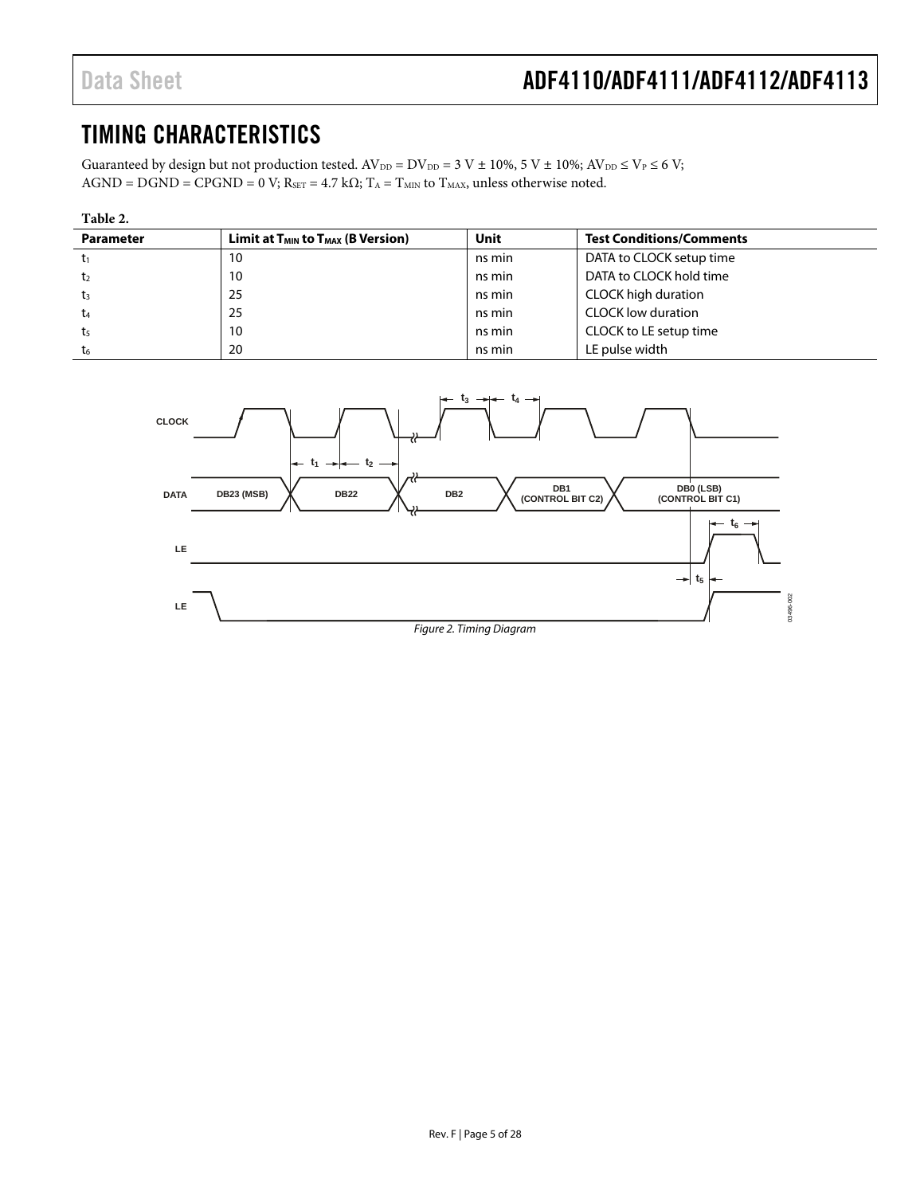# TIMING CHARACTERISTICS

Guaranteed by design but not production tested. $AV_{DD} = DV_{DD} = 3\ V \pm 10\%$, $5\ V \pm 10\%$; $AV_{DD} \leq V_P \leq 6\ V$; $AGND = DGND = CPGND = 0\ V$; $R_{SET} = 4.7\ k\Omega$; $T_A = T_{MIN}$ to $T_{MAX}$, unless otherwise noted.

**Table 2.**

| Parameter | Limit at $T_{MIN}$ to $T_{MAX}$ (B Version) | Unit | Test Conditions/Comments |
|---|---|---|---|
| $t_1$ | 10 | ns min | DATA to CLOCK setup time |
| $t_2$ | 10 | ns min | DATA to CLOCK hold time |
| $t_3$ | 25 | ns min | CLOCK high duration |
| $t_4$ | 25 | ns min | CLOCK low duration |
| $t_5$ | 10 | ns min | CLOCK to LE setup time |
| $t_6$ | 20 | ns min | LE pulse width |

*Figure 2. Timing Diagram*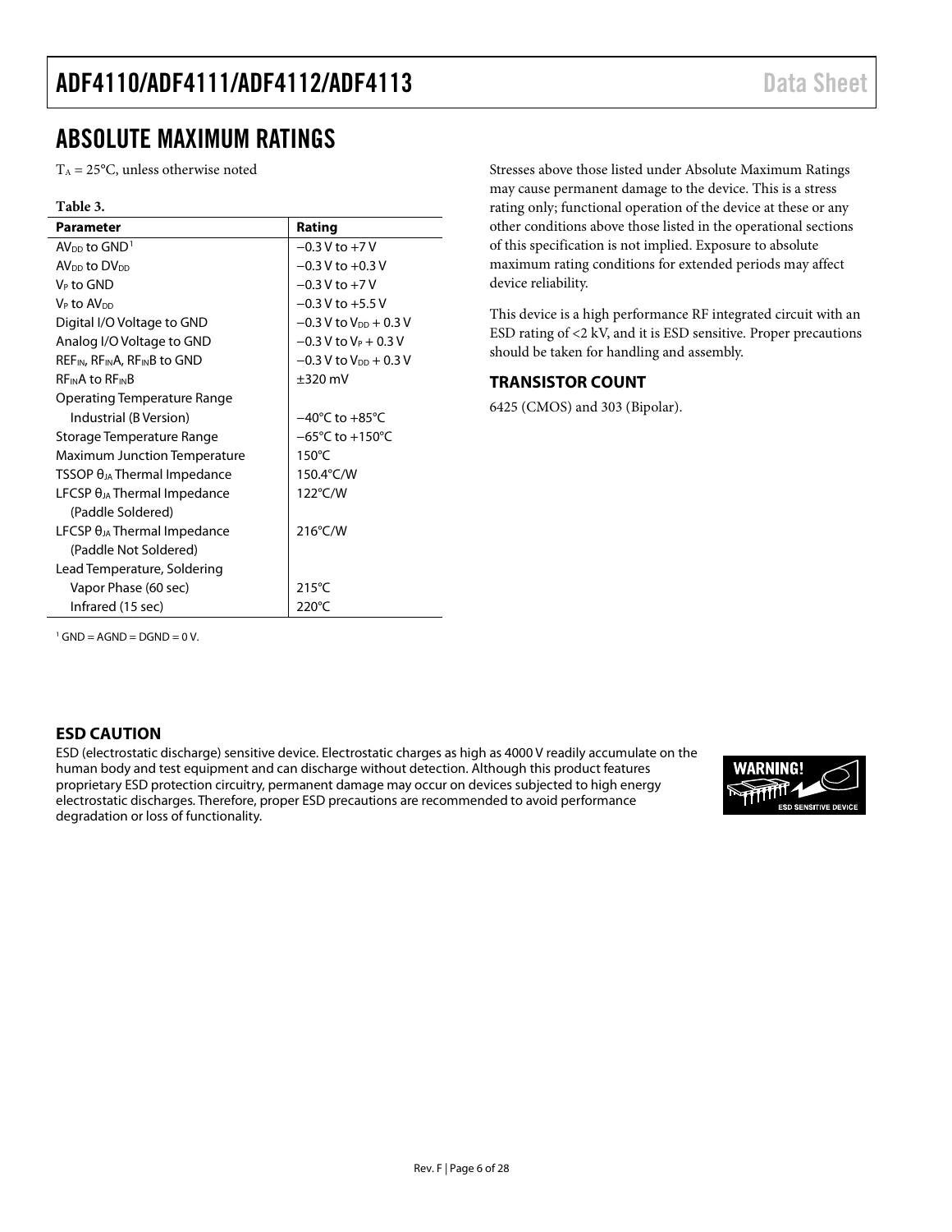# ABSOLUTE MAXIMUM RATINGS

$T_A$ = 25°C, unless otherwise noted

**Table 3.**

| Parameter | Rating |
| --- | --- |
| $AV_{DD}$ to GND[1] | −0.3 V to +7 V |
| $AV_{DD}$ to $DV_{DD}$ | −0.3 V to +0.3 V |
| $V_P$ to GND | −0.3 V to +7 V |
| $V_P$ to $AV_{DD}$ | −0.3 V to +5.5 V |
| Digital I/O Voltage to GND | −0.3 V to $V_{DD}$ + 0.3 V |
| Analog I/O Voltage to GND | −0.3 V to $V_P$ + 0.3 V |
| $REF_{IN}$, $RF_{IN}A$, $RF_{IN}B$ to GND | −0.3 V to $V_{DD}$ + 0.3 V |
| $RF_{IN}A$ to $RF_{IN}B$ | ±320 mV |
| Operating Temperature Range | |
| Industrial (B Version) | −40°C to +85°C |
| Storage Temperature Range | −65°C to +150°C |
| Maximum Junction Temperature | 150°C |
| TSSOP $\theta_{JA}$ Thermal Impedance | 150.4°C/W |
| LFCSP $\theta_{JA}$ Thermal Impedance (Paddle Soldered) | 122°C/W |
| LFCSP $\theta_{JA}$ Thermal Impedance (Paddle Not Soldered) | 216°C/W |
| Lead Temperature, Soldering | |
| Vapor Phase (60 sec) | 215°C |
| Infrared (15 sec) | 220°C |

[1] GND = AGND = DGND = 0 V.

Stresses above those listed under Absolute Maximum Ratings may cause permanent damage to the device. This is a stress rating only; functional operation of the device at these or any other conditions above those listed in the operational sections of this specification is not implied. Exposure to absolute maximum rating conditions for extended periods may affect device reliability.

This device is a high performance RF integrated circuit with an ESD rating of <2 kV, and it is ESD sensitive. Proper precautions should be taken for handling and assembly.

### TRANSISTOR COUNT

6425 (CMOS) and 303 (Bipolar).

### ESD CAUTION

ESD (electrostatic discharge) sensitive device. Electrostatic charges as high as 4000 V readily accumulate on the human body and test equipment and can discharge without detection. Although this product features proprietary ESD protection circuitry, permanent damage may occur on devices subjected to high energy electrostatic discharges. Therefore, proper ESD precautions are recommended to avoid performance degradation or loss of functionality.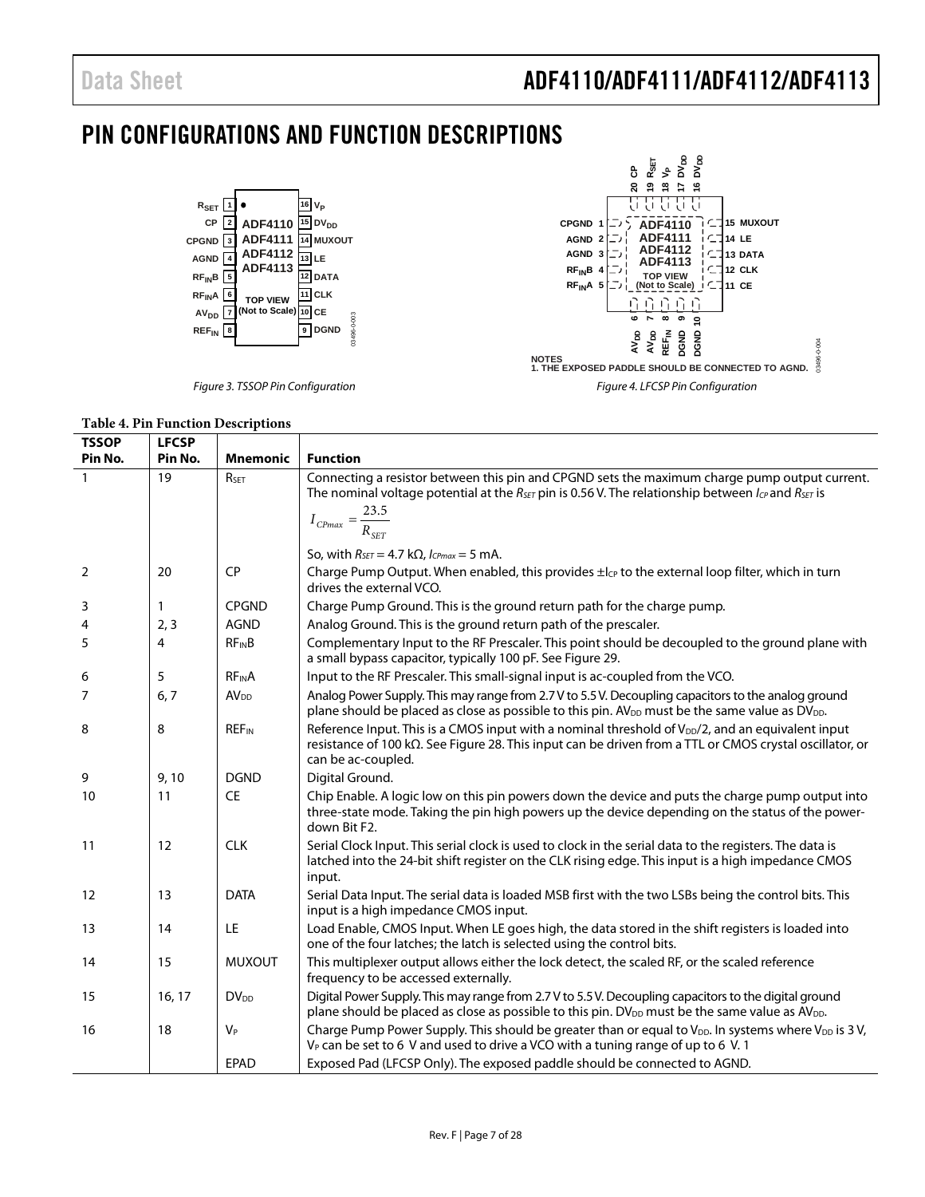# PIN CONFIGURATIONS AND FUNCTION DESCRIPTIONS

Figure 3. TSSOP Pin Configuration

NOTES
1. THE EXPOSED PADDLE SHOULD BE CONNECTED TO AGND.

Figure 4. LFCSP Pin Configuration

**Table 4. Pin Function Descriptions**

| TSSOP Pin No. | LFCSP Pin No. | Mnemonic | Function |
|---|---|---|---|
| 1 | 19 | $R_{SET}$ | Connecting a resistor between this pin and CPGND sets the maximum charge pump output current. The nominal voltage potential at the $R_{SET}$ pin is 0.56 V. The relationship between $I_{CP}$ and $R_{SET}$ is $I_{CPmax} = \frac{23.5}{R_{SET}}$ So, with $R_{SET}$ = 4.7 kΩ, $I_{CPmax}$ = 5 mA. |
| 2 | 20 | CP | Charge Pump Output. When enabled, this provides $\pm I_{CP}$ to the external loop filter, which in turn drives the external VCO. |
| 3 | 1 | CPGND | Charge Pump Ground. This is the ground return path for the charge pump. |
| 4 | 2, 3 | AGND | Analog Ground. This is the ground return path of the prescaler. |
| 5 | 4 | $RF_{IN}B$ | Complementary Input to the RF Prescaler. This point should be decoupled to the ground plane with a small bypass capacitor, typically 100 pF. See Figure 29. |
| 6 | 5 | $RF_{IN}A$ | Input to the RF Prescaler. This small-signal input is ac-coupled from the VCO. |
| 7 | 6, 7 | $AV_{DD}$ | Analog Power Supply. This may range from 2.7 V to 5.5 V. Decoupling capacitors to the analog ground plane should be placed as close as possible to this pin. $AV_{DD}$ must be the same value as $DV_{DD}$. |
| 8 | 8 | $REF_{IN}$ | Reference Input. This is a CMOS input with a nominal threshold of $V_{DD}/2$, and an equivalent input resistance of 100 kΩ. See Figure 28. This input can be driven from a TTL or CMOS crystal oscillator, or can be ac-coupled. |
| 9 | 9, 10 | DGND | Digital Ground. |
| 10 | 11 | CE | Chip Enable. A logic low on this pin powers down the device and puts the charge pump output into three-state mode. Taking the pin high powers up the device depending on the status of the power-down Bit F2. |
| 11 | 12 | CLK | Serial Clock Input. This serial clock is used to clock in the serial data to the registers. The data is latched into the 24-bit shift register on the CLK rising edge. This input is a high impedance CMOS input. |
| 12 | 13 | DATA | Serial Data Input. The serial data is loaded MSB first with the two LSBs being the control bits. This input is a high impedance CMOS input. |
| 13 | 14 | LE | Load Enable, CMOS Input. When LE goes high, the data stored in the shift registers is loaded into one of the four latches; the latch is selected using the control bits. |
| 14 | 15 | MUXOUT | This multiplexer output allows either the lock detect, the scaled RF, or the scaled reference frequency to be accessed externally. |
| 15 | 16, 17 | $DV_{DD}$ | Digital Power Supply. This may range from 2.7 V to 5.5 V. Decoupling capacitors to the digital ground plane should be placed as close as possible to this pin. $DV_{DD}$ must be the same value as $AV_{DD}$. |
| 16 | 18 | $V_P$ | Charge Pump Power Supply. This should be greater than or equal to $V_{DD}$. In systems where $V_{DD}$ is 3 V, $V_P$ can be set to 6 V and used to drive a VCO with a tuning range of up to 6 V. 1 |
| | | EPAD | Exposed Pad (LFCSP Only). The exposed paddle should be connected to AGND. |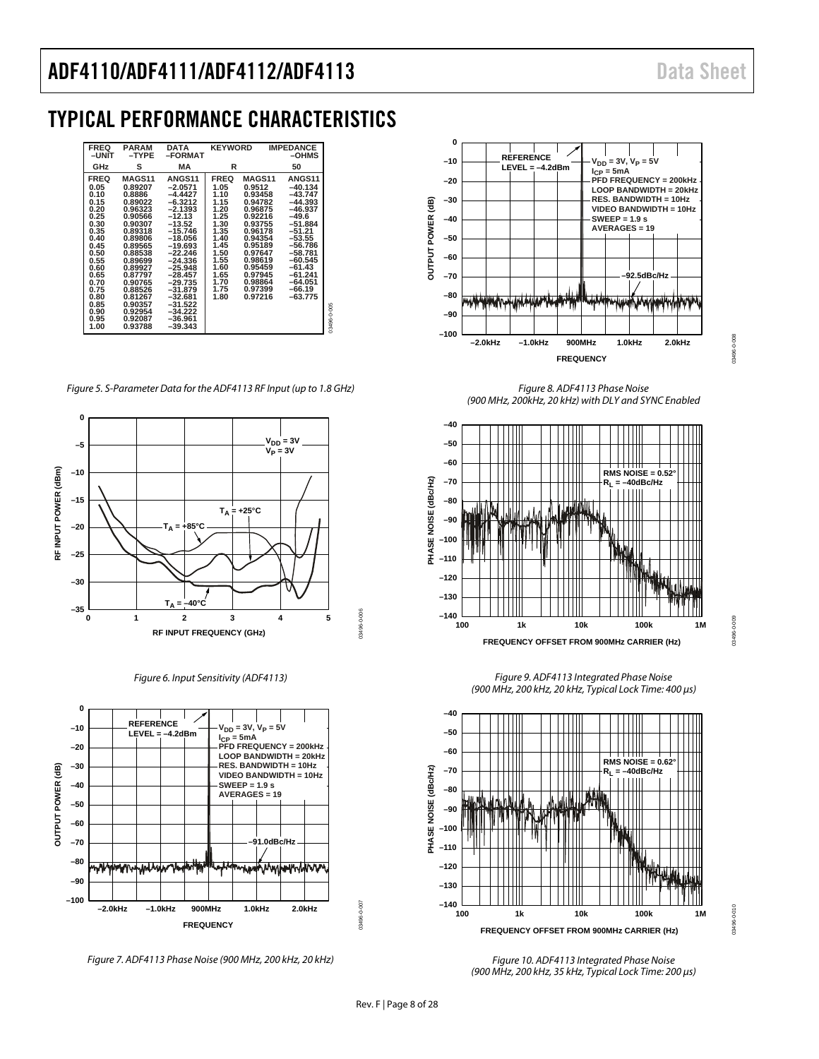# TYPICAL PERFORMANCE CHARACTERISTICS

| FREQ –UNIT | PARAM –TYPE | DATA –FORMAT | KEYWORD | | IMPEDANCE –OHMS |
|---|---|---|---|---|---|
| GHz | S | MA | R | | 50 |
| FREQ | MAGS11 | ANGS11 | FREQ | MAGS11 | ANGS11 |
| 0.05 | 0.89207 | –2.0571 | 1.05 | 0.9512 | –40.134 |
| 0.10 | 0.8886 | –4.4427 | 1.10 | 0.93458 | –43.747 |
| 0.15 | 0.89022 | –6.3212 | 1.15 | 0.94782 | –44.393 |
| 0.20 | 0.96323 | –2.1393 | 1.20 | 0.96875 | –46.937 |
| 0.25 | 0.90566 | –12.13 | 1.25 | 0.92216 | –49.6 |
| 0.30 | 0.90307 | –13.52 | 1.30 | 0.93755 | –51.884 |
| 0.35 | 0.89318 | –15.746 | 1.35 | 0.96178 | –51.21 |
| 0.40 | 0.89806 | –18.056 | 1.40 | 0.94354 | –53.55 |
| 0.45 | 0.89565 | –19.693 | 1.45 | 0.95189 | –56.786 |
| 0.50 | 0.88538 | –22.246 | 1.50 | 0.97647 | –58.781 |
| 0.55 | 0.89699 | –24.336 | 1.55 | 0.98619 | –60.545 |
| 0.60 | 0.89927 | –25.948 | 1.60 | 0.95459 | –61.43 |
| 0.65 | 0.87797 | –28.457 | 1.65 | 0.97945 | –61.241 |
| 0.70 | 0.90765 | –29.735 | 1.70 | 0.98864 | –64.051 |
| 0.75 | 0.88526 | –31.879 | 1.75 | 0.97399 | –66.19 |
| 0.80 | 0.81267 | –32.681 | 1.80 | 0.97216 | –63.775 |
| 0.85 | 0.90357 | –31.522 | | | |
| 0.90 | 0.92954 | –34.222 | | | |
| 0.95 | 0.92087 | –36.961 | | | |
| 1.00 | 0.93788 | –39.343 | | | |

*Figure 5. S-Parameter Data for the ADF4113 RF Input (up to 1.8 GHz)*

*Figure 6. Input Sensitivity (ADF4113)*

*Figure 7. ADF4113 Phase Noise (900 MHz, 200 kHz, 20 kHz)*

*Figure 8. ADF4113 Phase Noise (900 MHz, 200kHz, 20 kHz) with DLY and SYNC Enabled*

*Figure 9. ADF4113 Integrated Phase Noise (900 MHz, 200 kHz, 20 kHz, Typical Lock Time: 400 µs)*

*Figure 10. ADF4113 Integrated Phase Noise (900 MHz, 200 kHz, 35 kHz, Typical Lock Time: 200 µs)*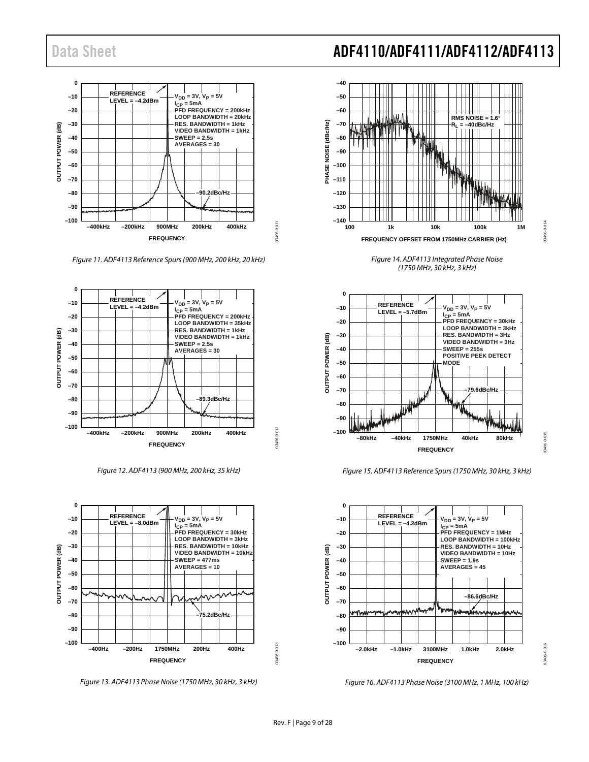Figure 11. ADF4113 Reference Spurs (900 MHz, 200 kHz, 20 kHz)

Figure 12. ADF4113 (900 MHz, 200 kHz, 35 kHz)

Figure 13. ADF4113 Phase Noise (1750 MHz, 30 kHz, 3 kHz)

Figure 14. ADF4113 Integrated Phase Noise (1750 MHz, 30 kHz, 3 kHz)

Figure 15. ADF4113 Reference Spurs (1750 MHz, 30 kHz, 3 kHz)

Figure 16. ADF4113 Phase Noise (3100 MHz, 1 MHz, 100 kHz)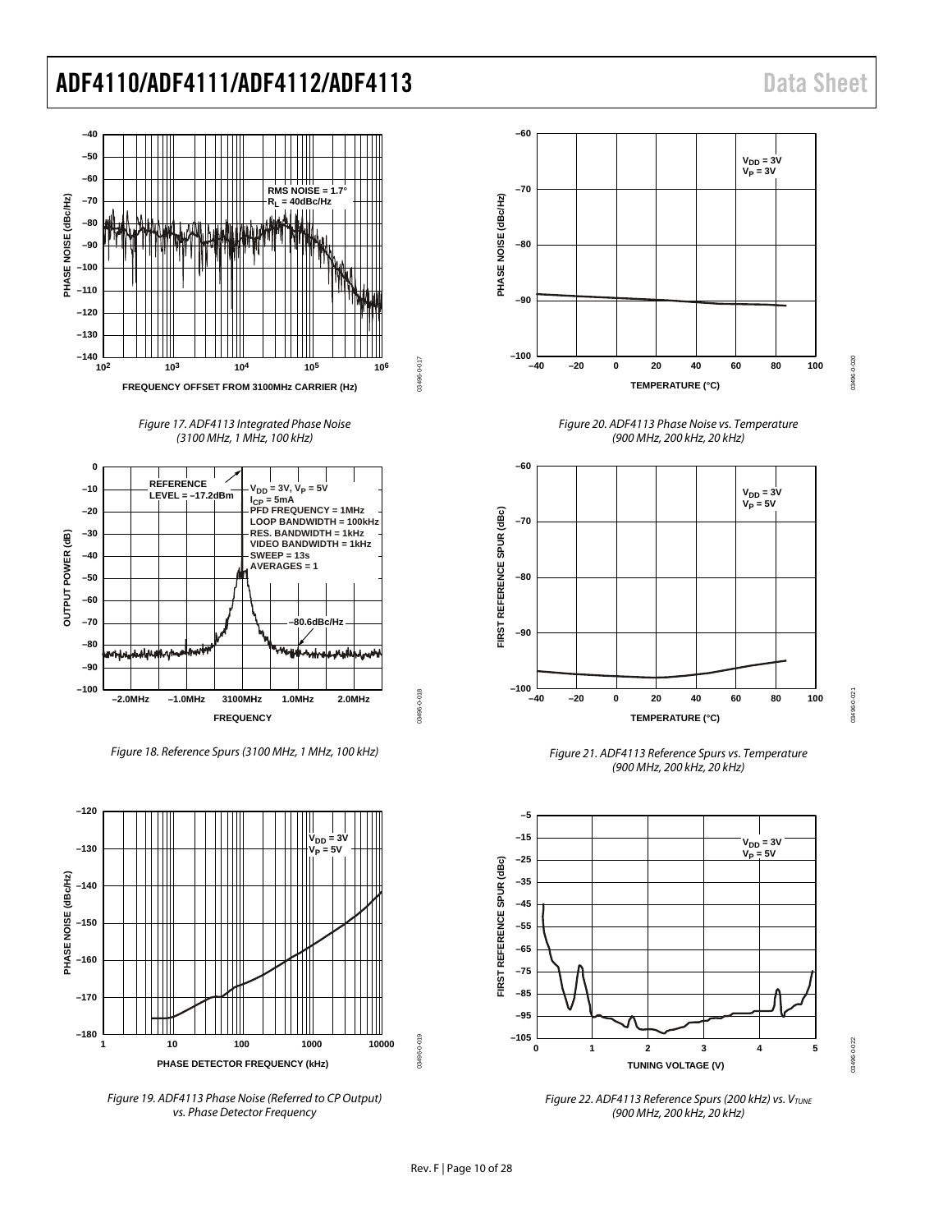Figure 17. ADF4113 Integrated Phase Noise (3100 MHz, 1 MHz, 100 kHz)

Figure 18. Reference Spurs (3100 MHz, 1 MHz, 100 kHz)

Figure 19. ADF4113 Phase Noise (Referred to CP Output) vs. Phase Detector Frequency

Figure 20. ADF4113 Phase Noise vs. Temperature (900 MHz, 200 kHz, 20 kHz)

Figure 21. ADF4113 Reference Spurs vs. Temperature (900 MHz, 200 kHz, 20 kHz)

Figure 22. ADF4113 Reference Spurs (200 kHz) vs. $V_{TUNE}$ (900 MHz, 200 kHz, 20 kHz)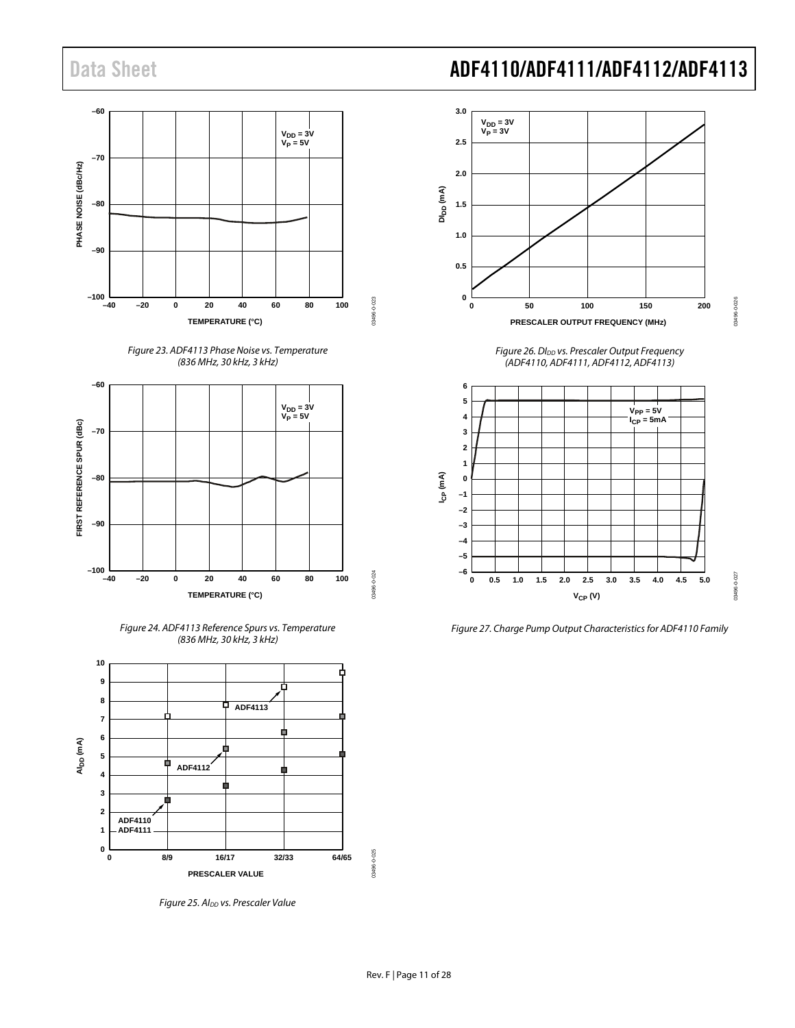Figure 23. ADF4113 Phase Noise vs. Temperature (836 MHz, 30 kHz, 3 kHz)

Figure 24. ADF4113 Reference Spurs vs. Temperature (836 MHz, 30 kHz, 3 kHz)

Figure 25. $AI_{DD}$ vs. Prescaler Value

Figure 26. $DI_{DD}$ vs. Prescaler Output Frequency (ADF4110, ADF4111, ADF4112, ADF4113)

Figure 27. Charge Pump Output Characteristics for ADF4110 Family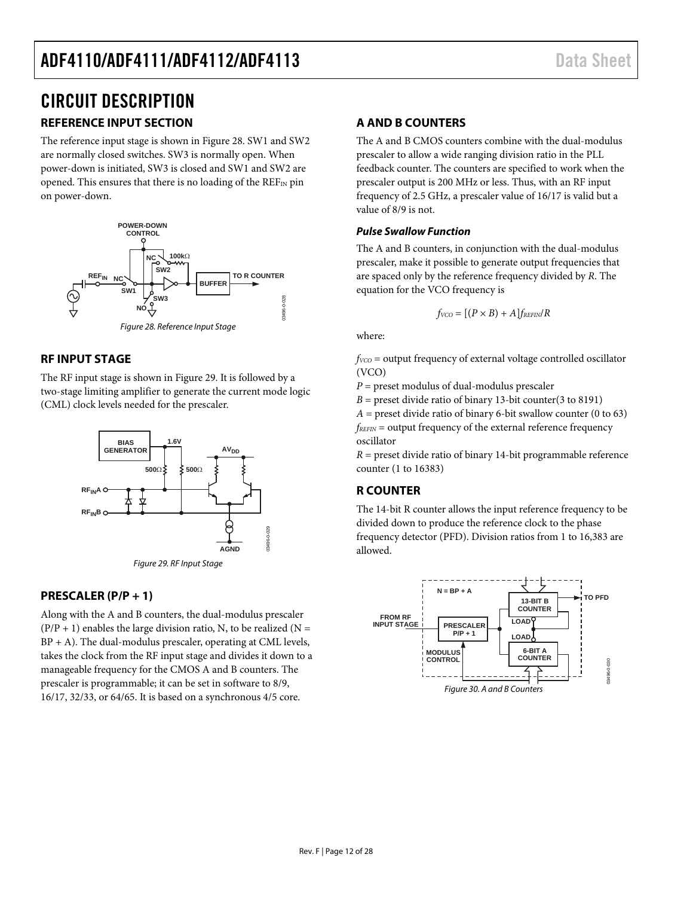# CIRCUIT DESCRIPTION

## REFERENCE INPUT SECTION

The reference input stage is shown in Figure 28. SW1 and SW2 are normally closed switches. SW3 is normally open. When power-down is initiated, SW3 is closed and SW1 and SW2 are opened. This ensures that there is no loading of the $REF_{IN}$ pin on power-down.

Figure 28. Reference Input Stage

## RF INPUT STAGE

The RF input stage is shown in Figure 29. It is followed by a two-stage limiting amplifier to generate the current mode logic (CML) clock levels needed for the prescaler.

Figure 29. RF Input Stage

## PRESCALER (P/P + 1)

Along with the A and B counters, the dual-modulus prescaler (P/P + 1) enables the large division ratio, N, to be realized (N = BP + A). The dual-modulus prescaler, operating at CML levels, takes the clock from the RF input stage and divides it down to a manageable frequency for the CMOS A and B counters. The prescaler is programmable; it can be set in software to 8/9, 16/17, 32/33, or 64/65. It is based on a synchronous 4/5 core.

## A AND B COUNTERS

The A and B CMOS counters combine with the dual-modulus prescaler to allow a wide ranging division ratio in the PLL feedback counter. The counters are specified to work when the prescaler output is 200 MHz or less. Thus, with an RF input frequency of 2.5 GHz, a prescaler value of 16/17 is valid but a value of 8/9 is not.

### *Pulse Swallow Function*

The A and B counters, in conjunction with the dual-modulus prescaler, make it possible to generate output frequencies that are spaced only by the reference frequency divided by *R*. The equation for the VCO frequency is

$$f_{VCO} = [(P \times B) + A]f_{REFIN}/R$$

where:

$f_{VCO}$ = output frequency of external voltage controlled oscillator (VCO)

$P$ = preset modulus of dual-modulus prescaler

$B$ = preset divide ratio of binary 13-bit counter(3 to 8191)

$A$ = preset divide ratio of binary 6-bit swallow counter (0 to 63)

$f_{REFIN}$ = output frequency of the external reference frequency oscillator

$R$ = preset divide ratio of binary 14-bit programmable reference counter (1 to 16383)

## R COUNTER

The 14-bit R counter allows the input reference frequency to be divided down to produce the reference clock to the phase frequency detector (PFD). Division ratios from 1 to 16,383 are allowed.

Figure 30. A and B Counters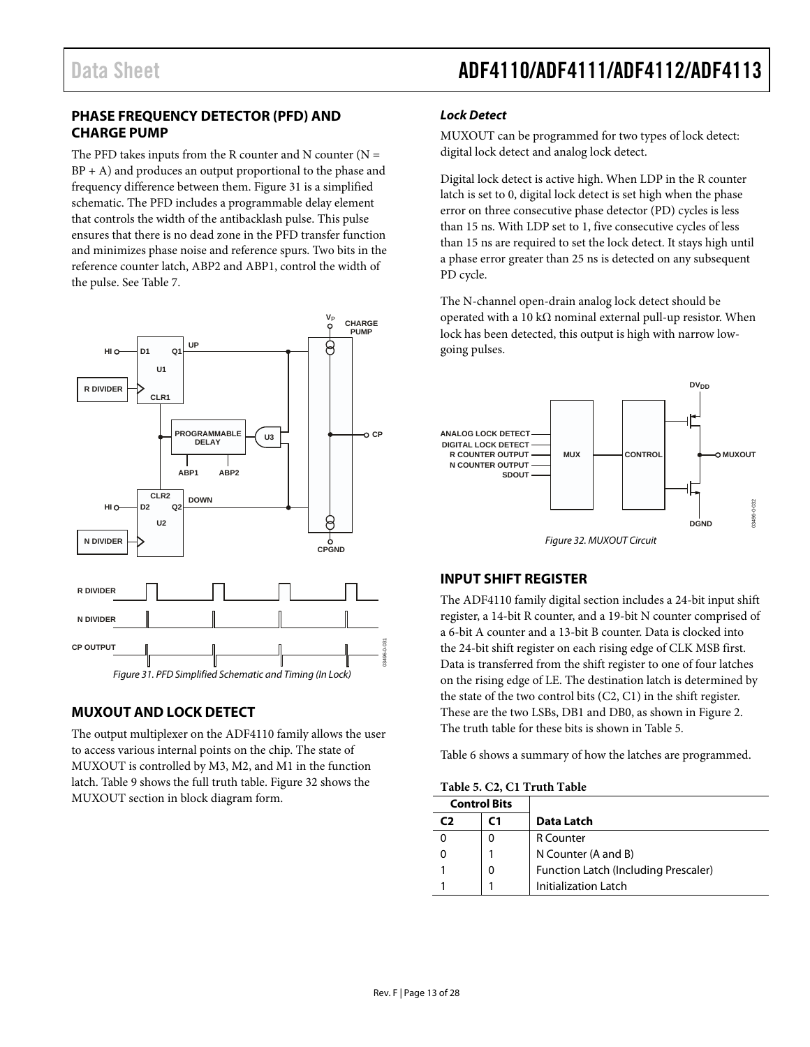## PHASE FREQUENCY DETECTOR (PFD) AND CHARGE PUMP

The PFD takes inputs from the R counter and N counter (N = BP + A) and produces an output proportional to the phase and frequency difference between them. Figure 31 is a simplified schematic. The PFD includes a programmable delay element that controls the width of the antibacklash pulse. This pulse ensures that there is no dead zone in the PFD transfer function and minimizes phase noise and reference spurs. Two bits in the reference counter latch, ABP2 and ABP1, control the width of the pulse. See Table 7.

*Figure 31. PFD Simplified Schematic and Timing (In Lock)*

## MUXOUT AND LOCK DETECT

The output multiplexer on the ADF4110 family allows the user to access various internal points on the chip. The state of MUXOUT is controlled by M3, M2, and M1 in the function latch. Table 9 shows the full truth table. Figure 32 shows the MUXOUT section in block diagram form.

### *Lock Detect*

MUXOUT can be programmed for two types of lock detect: digital lock detect and analog lock detect.

Digital lock detect is active high. When LDP in the R counter latch is set to 0, digital lock detect is set high when the phase error on three consecutive phase detector (PD) cycles is less than 15 ns. With LDP set to 1, five consecutive cycles of less than 15 ns are required to set the lock detect. It stays high until a phase error greater than 25 ns is detected on any subsequent PD cycle.

The N-channel open-drain analog lock detect should be operated with a 10 kΩ nominal external pull-up resistor. When lock has been detected, this output is high with narrow low-going pulses.

*Figure 32. MUXOUT Circuit*

## INPUT SHIFT REGISTER

The ADF4110 family digital section includes a 24-bit input shift register, a 14-bit R counter, and a 19-bit N counter comprised of a 6-bit A counter and a 13-bit B counter. Data is clocked into the 24-bit shift register on each rising edge of CLK MSB first. Data is transferred from the shift register to one of four latches on the rising edge of LE. The destination latch is determined by the state of the two control bits (C2, C1) in the shift register. These are the two LSBs, DB1 and DB0, as shown in Figure 2. The truth table for these bits is shown in Table 5.

Table 6 shows a summary of how the latches are programmed.

**Table 5. C2, C1 Truth Table**

| Control Bits | | |
|---|---|---|
| **C2** | **C1** | **Data Latch** |
| 0 | 0 | R Counter |
| 0 | 1 | N Counter (A and B) |
| 1 | 0 | Function Latch (Including Prescaler) |
| 1 | 1 | Initialization Latch |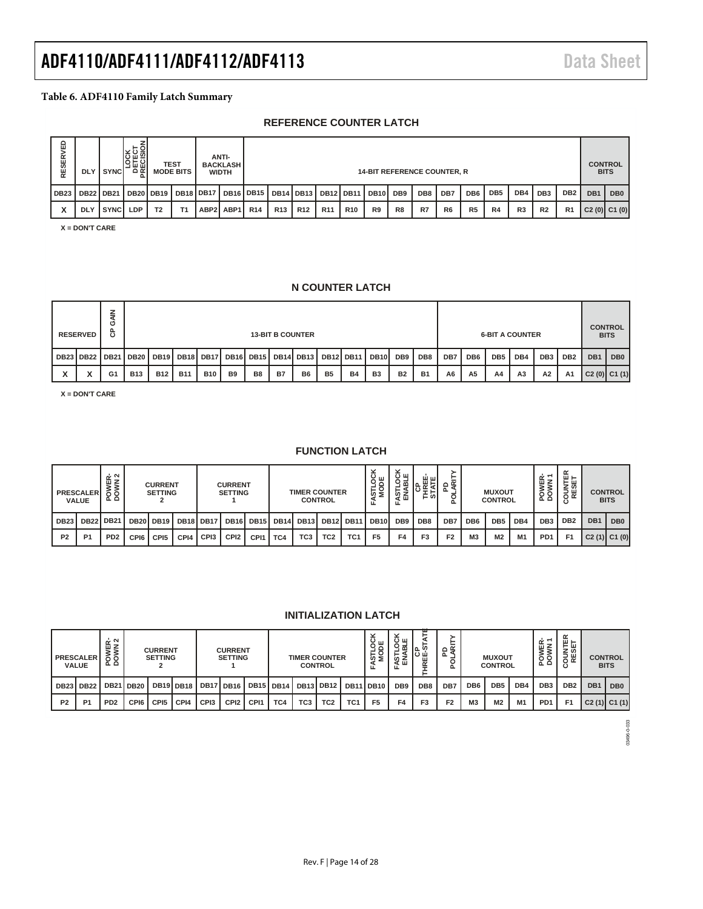**Table 6. ADF4110 Family Latch Summary**

**REFERENCE COUNTER LATCH**

| RESERVED | DLY | SYNC | LOCK DETECT PRECISION | TEST MODE BITS | | ANTI-BACKLASH WIDTH | | 14-BIT REFERENCE COUNTER, R | | | | | | | | | | | | | | CONTROL BITS | |
|---|---|---|---|---|---|---|---|---|---|---|---|---|---|---|---|---|---|---|---|---|---|---|---|
| DB23 | DB22 | DB21 | DB20 | DB19 | DB18 | DB17 | DB16 | DB15 | DB14 | DB13 | DB12 | DB11 | DB10 | DB9 | DB8 | DB7 | DB6 | DB5 | DB4 | DB3 | DB2 | DB1 | DB0 |
| X | DLY | SYNC | LDP | T2 | T1 | ABP2 | ABP1 | R14 | R13 | R12 | R11 | R10 | R9 | R8 | R7 | R6 | R5 | R4 | R3 | R2 | R1 | C2 (0) | C1 (0) |

X = DON'T CARE

**N COUNTER LATCH**

| RESERVED | | CP GAIN | 13-BIT B COUNTER | | | | | | | | | | | | | 6-BIT A COUNTER | | | | | | CONTROL BITS | |
|---|---|---|---|---|---|---|---|---|---|---|---|---|---|---|---|---|---|---|---|---|---|---|---|
| DB23 | DB22 | DB21 | DB20 | DB19 | DB18 | DB17 | DB16 | DB15 | DB14 | DB13 | DB12 | DB11 | DB10 | DB9 | DB8 | DB7 | DB6 | DB5 | DB4 | DB3 | DB2 | DB1 | DB0 |
| X | X | G1 | B13 | B12 | B11 | B10 | B9 | B8 | B7 | B6 | B5 | B4 | B3 | B2 | B1 | A6 | A5 | A4 | A3 | A2 | A1 | C2 (0) | C1 (1) |

X = DON'T CARE

**FUNCTION LATCH**

| PRESCALER VALUE | | POWER-DOWN 2 | CURRENT SETTING 2 | | | CURRENT SETTING 1 | | | TIMER COUNTER CONTROL | | | | FASTLOCK MODE | FASTLOCK ENABLE | CP THREE-STATE | PD POLARITY | MUXOUT CONTROL | | | POWER-DOWN 1 | COUNTER RESET | CONTROL BITS | |
|---|---|---|---|---|---|---|---|---|---|---|---|---|---|---|---|---|---|---|---|---|---|---|---|
| DB23 | DB22 | DB21 | DB20 | DB19 | DB18 | DB17 | DB16 | DB15 | DB14 | DB13 | DB12 | DB11 | DB10 | DB9 | DB8 | DB7 | DB6 | DB5 | DB4 | DB3 | DB2 | DB1 | DB0 |
| P2 | P1 | PD2 | CPI6 | CPI5 | CPI4 | CPI3 | CPI2 | CPI1 | TC4 | TC3 | TC2 | TC1 | F5 | F4 | F3 | F2 | M3 | M2 | M1 | PD1 | F1 | C2 (1) | C1 (0) |

**INITIALIZATION LATCH**

| PRESCALER VALUE | | POWER-DOWN 2 | CURRENT SETTING 2 | | | CURRENT SETTING 1 | | | TIMER COUNTER CONTROL | | | | FASTLOCK MODE | FASTLOCK ENABLE | CP THREE-STATE | PD POLARITY | MUXOUT CONTROL | | | POWER-DOWN 1 | COUNTER RESET | CONTROL BITS | |
|---|---|---|---|---|---|---|---|---|---|---|---|---|---|---|---|---|---|---|---|---|---|---|---|
| DB23 | DB22 | DB21 | DB20 | DB19 | DB18 | DB17 | DB16 | DB15 | DB14 | DB13 | DB12 | DB11 | DB10 | DB9 | DB8 | DB7 | DB6 | DB5 | DB4 | DB3 | DB2 | DB1 | DB0 |
| P2 | P1 | PD2 | CPI6 | CPI5 | CPI4 | CPI3 | CPI2 | CPI1 | TC4 | TC3 | TC2 | TC1 | F5 | F4 | F3 | F2 | M3 | M2 | M1 | PD1 | F1 | C2 (1) | C1 (1) |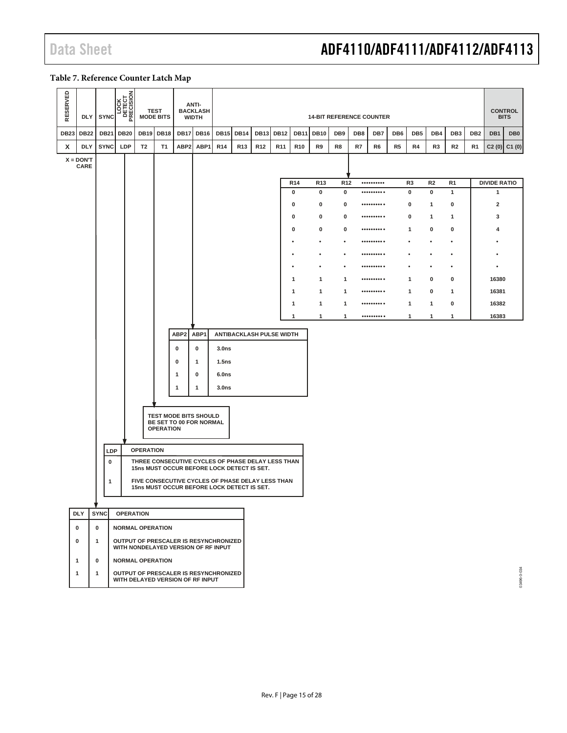### Table 7. Reference Counter Latch Map

| RESERVED | DLY | SYNC | LOCK DETECT PRECISION | TEST MODE BITS | | ANTI-BACKLASH WIDTH | | 14-BIT REFERENCE COUNTER | | | | | | | | | | | | | | CONTROL BITS | |
|---|---|---|---|---|---|---|---|---|---|---|---|---|---|---|---|---|---|---|---|---|---|---|---|
| DB23 | DB22 | DB21 | DB20 | DB19 | DB18 | DB17 | DB16 | DB15 | DB14 | DB13 | DB12 | DB11 | DB10 | DB9 | DB8 | DB7 | DB6 | DB5 | DB4 | DB3 | DB2 | DB1 | DB0 |
| X | DLY | SYNC | LDP | T2 | T1 | ABP2 | ABP1 | R14 | R13 | R12 | R11 | R10 | R9 | R8 | R7 | R6 | R5 | R4 | R3 | R2 | R1 | C2 (0) | C1 (0) |

X = DON'T CARE

| R14 | R13 | R12 | •••••••••• | R3 | R2 | R1 | DIVIDE RATIO |
|---|---|---|---|---|---|---|---|
| 0 | 0 | 0 | •••••••••• | 0 | 0 | 1 | 1 |
| 0 | 0 | 0 | •••••••••• | 0 | 1 | 0 | 2 |
| 0 | 0 | 0 | •••••••••• | 0 | 1 | 1 | 3 |
| 0 | 0 | 0 | •••••••••• | 1 | 0 | 0 | 4 |
| • | • | • | •••••••••• | • | • | • | • |
| • | • | • | •••••••••• | • | • | • | • |
| • | • | • | •••••••••• | • | • | • | • |
| 1 | 1 | 1 | •••••••••• | 1 | 0 | 0 | 16380 |
| 1 | 1 | 1 | •••••••••• | 1 | 0 | 1 | 16381 |
| 1 | 1 | 1 | •••••••••• | 1 | 1 | 0 | 16382 |
| 1 | 1 | 1 | •••••••••• | 1 | 1 | 1 | 16383 |

| ABP2 | ABP1 | ANTIBACKLASH PULSE WIDTH |
|---|---|---|
| 0 | 0 | 3.0ns |
| 0 | 1 | 1.5ns |
| 1 | 0 | 6.0ns |
| 1 | 1 | 3.0ns |

TEST MODE BITS SHOULD BE SET TO 00 FOR NORMAL OPERATION

| LDP | OPERATION |
|---|---|
| 0 | THREE CONSECUTIVE CYCLES OF PHASE DELAY LESS THAN 15ns MUST OCCUR BEFORE LOCK DETECT IS SET. |
| 1 | FIVE CONSECUTIVE CYCLES OF PHASE DELAY LESS THAN 15ns MUST OCCUR BEFORE LOCK DETECT IS SET. |

| DLY | SYNC | OPERATION |
|---|---|---|
| 0 | 0 | NORMAL OPERATION |
| 0 | 1 | OUTPUT OF PRESCALER IS RESYNCHRONIZED WITH NONDELAYED VERSION OF RF INPUT |
| 1 | 0 | NORMAL OPERATION |
| 1 | 1 | OUTPUT OF PRESCALER IS RESYNCHRONIZED WITH DELAYED VERSION OF RF INPUT |

03496-0-034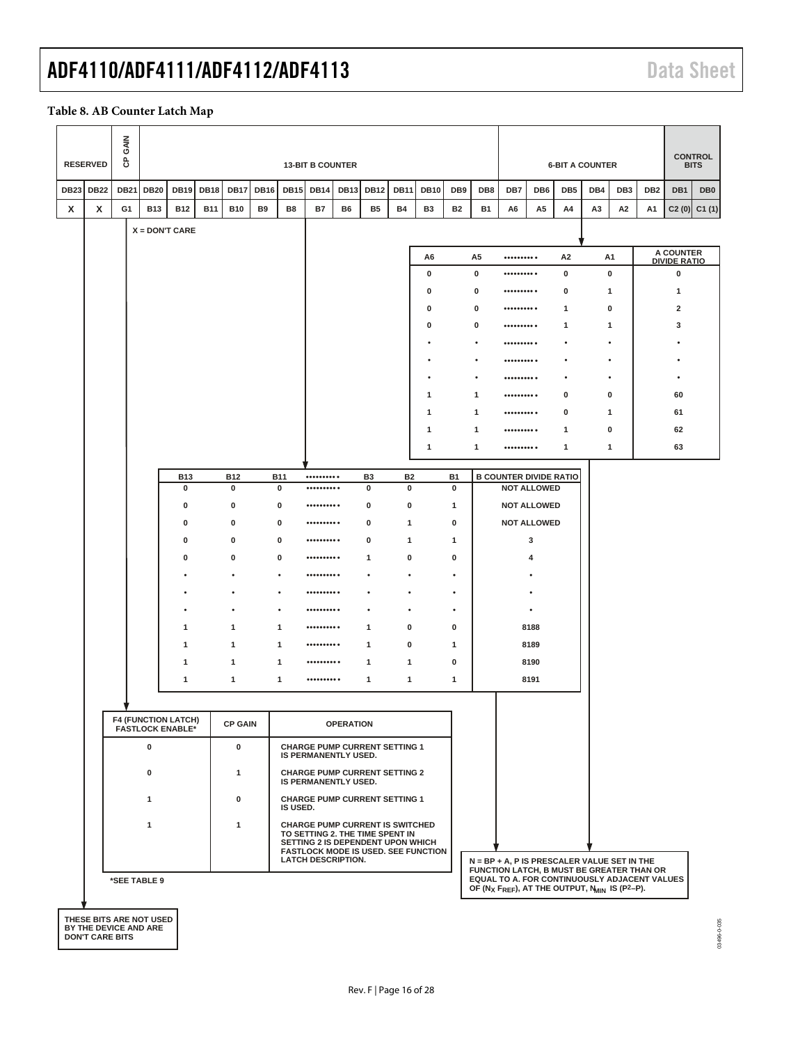**Table 8. AB Counter Latch Map**

| RESERVED | | CP GAIN | 13-BIT B COUNTER | | | | | | | | | | | | | 6-BIT A COUNTER | | | | | | CONTROL BITS | |
|---|---|---|---|---|---|---|---|---|---|---|---|---|---|---|---|---|---|---|---|---|---|---|---|
| DB23 | DB22 | DB21 | DB20 | DB19 | DB18 | DB17 | DB16 | DB15 | DB14 | DB13 | DB12 | DB11 | DB10 | DB9 | DB8 | DB7 | DB6 | DB5 | DB4 | DB3 | DB2 | DB1 | DB0 |
| X | X | G1 | B13 | B12 | B11 | B10 | B9 | B8 | B7 | B6 | B5 | B4 | B3 | B2 | B1 | A6 | A5 | A4 | A3 | A2 | A1 | C2 (0) | C1 (1) |

X = DON'T CARE

| A6 | A5 | .......... | A2 | A1 | A COUNTER DIVIDE RATIO |
|---|---|---|---|---|---|
| 0 | 0 | .......... | 0 | 0 | 0 |
| 0 | 0 | .......... | 0 | 1 | 1 |
| 0 | 0 | .......... | 1 | 0 | 2 |
| 0 | 0 | .......... | 1 | 1 | 3 |
| • | • | .......... | • | • | • |
| • | • | .......... | • | • | • |
| • | • | .......... | • | • | • |
| 1 | 1 | .......... | 0 | 0 | 60 |
| 1 | 1 | .......... | 0 | 1 | 61 |
| 1 | 1 | .......... | 1 | 0 | 62 |
| 1 | 1 | .......... | 1 | 1 | 63 |

| B13 | B12 | B11 | .......... | B3 | B2 | B1 | B COUNTER DIVIDE RATIO |
|---|---|---|---|---|---|---|---|
| 0 | 0 | 0 | .......... | 0 | 0 | 0 | NOT ALLOWED |
| 0 | 0 | 0 | .......... | 0 | 0 | 1 | NOT ALLOWED |
| 0 | 0 | 0 | .......... | 0 | 1 | 0 | NOT ALLOWED |
| 0 | 0 | 0 | .......... | 0 | 1 | 1 | 3 |
| 0 | 0 | 0 | .......... | 1 | 0 | 0 | 4 |
| • | • | • | .......... | • | • | • | • |
| • | • | • | .......... | • | • | • | • |
| • | • | • | .......... | • | • | • | • |
| 1 | 1 | 1 | .......... | 1 | 0 | 0 | 8188 |
| 1 | 1 | 1 | .......... | 1 | 0 | 1 | 8189 |
| 1 | 1 | 1 | .......... | 1 | 1 | 0 | 8190 |
| 1 | 1 | 1 | .......... | 1 | 1 | 1 | 8191 |

| F4 (FUNCTION LATCH) FASTLOCK ENABLE* | CP GAIN | OPERATION |
|---|---|---|
| 0 | 0 | CHARGE PUMP CURRENT SETTING 1 IS PERMANENTLY USED. |
| 0 | 1 | CHARGE PUMP CURRENT SETTING 2 IS PERMANENTLY USED. |
| 1 | 0 | CHARGE PUMP CURRENT SETTING 1 IS USED. |
| 1 | 1 | CHARGE PUMP CURRENT IS SWITCHED TO SETTING 2. THE TIME SPENT IN SETTING 2 IS DEPENDENT UPON WHICH FASTLOCK MODE IS USED. SEE FUNCTION LATCH DESCRIPTION. |

*SEE TABLE 9

N = BP + A, P IS PRESCALER VALUE SET IN THE FUNCTION LATCH, B MUST BE GREATER THAN OR EQUAL TO A. FOR CONTINUOUSLY ADJACENT VALUES OF ($N_X$ $F_{REF}$), AT THE OUTPUT, $N_{MIN}$ IS ($P^2$–P).

THESE BITS ARE NOT USED BY THE DEVICE AND ARE DON'T CARE BITS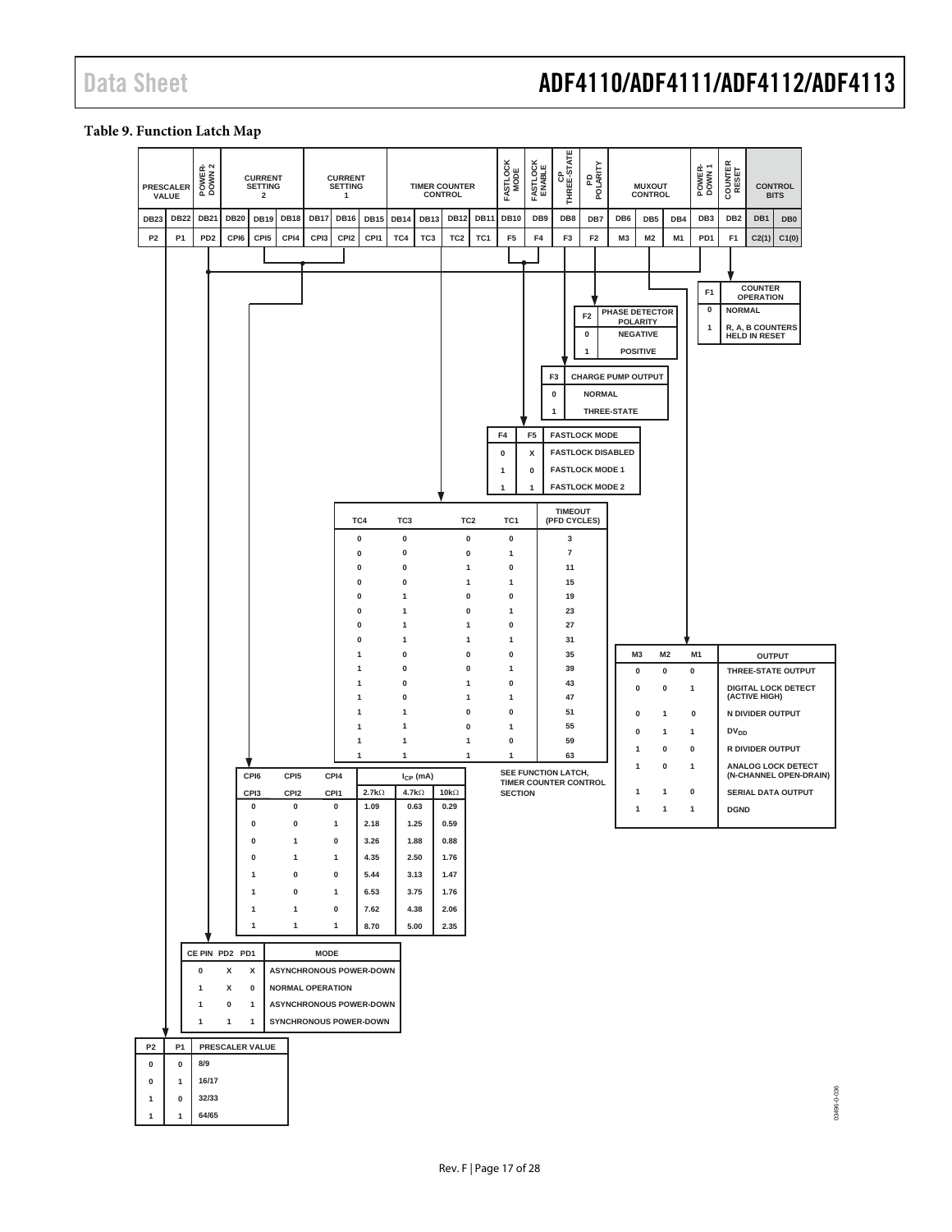**Table 9. Function Latch Map**

| PRESCALER VALUE | | POWER-DOWN 2 | CURRENT SETTING 2 | | | CURRENT SETTING 1 | | | TIMER COUNTER CONTROL | | | | FASTLOCK MODE | FASTLOCK ENABLE | CP THREE-STATE | PD POLARITY | MUXOUT CONTROL | | | POWER-DOWN 1 | COUNTER RESET | CONTROL BITS | |
|---|---|---|---|---|---|---|---|---|---|---|---|---|---|---|---|---|---|---|---|---|---|---|---|
| DB23 | DB22 | DB21 | DB20 | DB19 | DB18 | DB17 | DB16 | DB15 | DB14 | DB13 | DB12 | DB11 | DB10 | DB9 | DB8 | DB7 | DB6 | DB5 | DB4 | DB3 | DB2 | DB1 | DB0 |
| P2 | P1 | PD2 | CPI6 | CPI5 | CPI4 | CPI3 | CPI2 | CPI1 | TC4 | TC3 | TC2 | TC1 | F5 | F4 | F3 | F2 | M3 | M2 | M1 | PD1 | F1 | C2(1) | C1(0) |

| F1 | COUNTER OPERATION |
|---|---|
| 0 | NORMAL |
| 1 | R, A, B COUNTERS HELD IN RESET |

| F2 | PHASE DETECTOR POLARITY |
|---|---|
| 0 | NEGATIVE |
| 1 | POSITIVE |

| F3 | CHARGE PUMP OUTPUT |
|---|---|
| 0 | NORMAL |
| 1 | THREE-STATE |

| F4 | F5 | FASTLOCK MODE |
|---|---|---|
| 0 | X | FASTLOCK DISABLED |
| 1 | 0 | FASTLOCK MODE 1 |
| 1 | 1 | FASTLOCK MODE 2 |

| TC4 | TC3 | TC2 | TC1 | TIMEOUT (PFD CYCLES) |
|---|---|---|---|---|
| 0 | 0 | 0 | 0 | 3 |
| 0 | 0 | 0 | 1 | 7 |
| 0 | 0 | 1 | 0 | 11 |
| 0 | 0 | 1 | 1 | 15 |
| 0 | 1 | 0 | 0 | 19 |
| 0 | 1 | 0 | 1 | 23 |
| 0 | 1 | 1 | 0 | 27 |
| 0 | 1 | 1 | 1 | 31 |
| 1 | 0 | 0 | 0 | 35 |
| 1 | 0 | 0 | 1 | 39 |
| 1 | 0 | 1 | 0 | 43 |
| 1 | 0 | 1 | 1 | 47 |
| 1 | 1 | 0 | 0 | 51 |
| 1 | 1 | 0 | 1 | 55 |
| 1 | 1 | 1 | 0 | 59 |
| 1 | 1 | 1 | 1 | 63 |

SEE FUNCTION LATCH, TIMER COUNTER CONTROL SECTION

| M3 | M2 | M1 | OUTPUT |
|---|---|---|---|
| 0 | 0 | 0 | THREE-STATE OUTPUT |
| 0 | 0 | 1 | DIGITAL LOCK DETECT (ACTIVE HIGH) |
| 0 | 1 | 0 | N DIVIDER OUTPUT |
| 0 | 1 | 1 | $DV_{DD}$ |
| 1 | 0 | 0 | R DIVIDER OUTPUT |
| 1 | 0 | 1 | ANALOG LOCK DETECT (N-CHANNEL OPEN-DRAIN) |
| 1 | 1 | 0 | SERIAL DATA OUTPUT |
| 1 | 1 | 1 | DGND |

| CPI6 | CPI5 | CPI4 | $I_{CP}$ (mA) | | |
|---|---|---|---|---|---|
| CPI3 | CPI2 | CPI1 | 2.7kΩ | 4.7kΩ | 10kΩ |
| 0 | 0 | 0 | 1.09 | 0.63 | 0.29 |
| 0 | 0 | 1 | 2.18 | 1.25 | 0.59 |
| 0 | 1 | 0 | 3.26 | 1.88 | 0.88 |
| 0 | 1 | 1 | 4.35 | 2.50 | 1.76 |
| 1 | 0 | 0 | 5.44 | 3.13 | 1.47 |
| 1 | 0 | 1 | 6.53 | 3.75 | 1.76 |
| 1 | 1 | 0 | 7.62 | 4.38 | 2.06 |
| 1 | 1 | 1 | 8.70 | 5.00 | 2.35 |

| CE PIN | PD2 | PD1 | MODE |
|---|---|---|---|
| 0 | X | X | ASYNCHRONOUS POWER-DOWN |
| 1 | X | 0 | NORMAL OPERATION |
| 1 | 0 | 1 | ASYNCHRONOUS POWER-DOWN |
| 1 | 1 | 1 | SYNCHRONOUS POWER-DOWN |

| P2 | P1 | PRESCALER VALUE |
|---|---|---|
| 0 | 0 | 8/9 |
| 0 | 1 | 16/17 |
| 1 | 0 | 32/33 |
| 1 | 1 | 64/65 |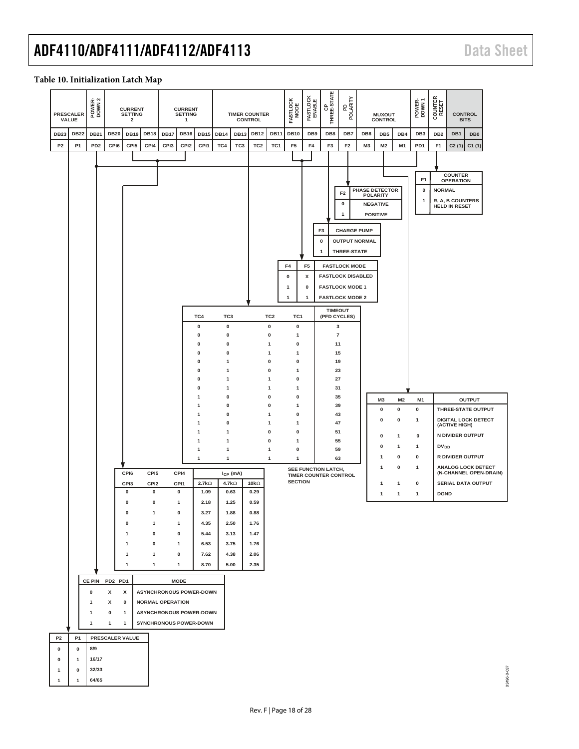**Table 10. Initialization Latch Map**

| PRESCALER VALUE | | POWER-DOWN 2 | CURRENT SETTING 2 | | | CURRENT SETTING 1 | | | TIMER COUNTER CONTROL | | | | FASTLOCK MODE | FASTLOCK ENABLE | CP THREE-STATE | PD POLARITY | MUXOUT CONTROL | | | POWER-DOWN 1 | COUNTER RESET | CONTROL BITS | |
|---|---|---|---|---|---|---|---|---|---|---|---|---|---|---|---|---|---|---|---|---|---|---|---|
| DB23 | DB22 | DB21 | DB20 | DB19 | DB18 | DB17 | DB16 | DB15 | DB14 | DB13 | DB12 | DB11 | DB10 | DB9 | DB8 | DB7 | DB6 | DB5 | DB4 | DB3 | DB2 | DB1 | DB0 |
| P2 | P1 | PD2 | CPI6 | CPI5 | CPI4 | CPI3 | CPI2 | CPI1 | TC4 | TC3 | TC2 | TC1 | F5 | F4 | F3 | F2 | M3 | M2 | M1 | PD1 | F1 | C2 (1) | C1 (1) |

| F1 | COUNTER OPERATION |
|---|---|
| 0 | NORMAL |
| 1 | R, A, B COUNTERS HELD IN RESET |

| F2 | PHASE DETECTOR POLARITY |
|---|---|
| 0 | NEGATIVE |
| 1 | POSITIVE |

| F3 | CHARGE PUMP |
|---|---|
| 0 | OUTPUT NORMAL |
| 1 | THREE-STATE |

| F4 | F5 | FASTLOCK MODE |
|---|---|---|
| 0 | X | FASTLOCK DISABLED |
| 1 | 0 | FASTLOCK MODE 1 |
| 1 | 1 | FASTLOCK MODE 2 |

| TC4 | TC3 | TC2 | TC1 | TIMEOUT (PFD CYCLES) |
|---|---|---|---|---|
| 0 | 0 | 0 | 0 | 3 |
| 0 | 0 | 0 | 1 | 7 |
| 0 | 0 | 1 | 0 | 11 |
| 0 | 0 | 1 | 1 | 15 |
| 0 | 1 | 0 | 0 | 19 |
| 0 | 1 | 0 | 1 | 23 |
| 0 | 1 | 1 | 0 | 27 |
| 0 | 1 | 1 | 1 | 31 |
| 1 | 0 | 0 | 0 | 35 |
| 1 | 0 | 0 | 1 | 39 |
| 1 | 0 | 1 | 0 | 43 |
| 1 | 0 | 1 | 1 | 47 |
| 1 | 1 | 0 | 0 | 51 |
| 1 | 1 | 0 | 1 | 55 |
| 1 | 1 | 1 | 0 | 59 |
| 1 | 1 | 1 | 1 | 63 |

SEE FUNCTION LATCH, TIMER COUNTER CONTROL SECTION

| M3 | M2 | M1 | OUTPUT |
|---|---|---|---|
| 0 | 0 | 0 | THREE-STATE OUTPUT |
| 0 | 0 | 1 | DIGITAL LOCK DETECT (ACTIVE HIGH) |
| 0 | 1 | 0 | N DIVIDER OUTPUT |
| 0 | 1 | 1 | $DV_{DD}$ |
| 1 | 0 | 0 | R DIVIDER OUTPUT |
| 1 | 0 | 1 | ANALOG LOCK DETECT (N-CHANNEL OPEN-DRAIN) |
| 1 | 1 | 0 | SERIAL DATA OUTPUT |
| 1 | 1 | 1 | DGND |

| CPI6 | CPI5 | CPI4 | $I_{CP}$ (mA) | | |
|---|---|---|---|---|---|
| CPI3 | CPI2 | CPI1 | 2.7kΩ | 4.7kΩ | 10kΩ |
| 0 | 0 | 0 | 1.09 | 0.63 | 0.29 |
| 0 | 0 | 1 | 2.18 | 1.25 | 0.59 |
| 0 | 1 | 0 | 3.27 | 1.88 | 0.88 |
| 0 | 1 | 1 | 4.35 | 2.50 | 1.76 |
| 1 | 0 | 0 | 5.44 | 3.13 | 1.47 |
| 1 | 0 | 1 | 6.53 | 3.75 | 1.76 |
| 1 | 1 | 0 | 7.62 | 4.38 | 2.06 |
| 1 | 1 | 1 | 8.70 | 5.00 | 2.35 |

| CE PIN | PD2 | PD1 | MODE |
|---|---|---|---|
| 0 | X | X | ASYNCHRONOUS POWER-DOWN |
| 1 | X | 0 | NORMAL OPERATION |
| 1 | 0 | 1 | ASYNCHRONOUS POWER-DOWN |
| 1 | 1 | 1 | SYNCHRONOUS POWER-DOWN |

| P2 | P1 | PRESCALER VALUE |
|---|---|---|
| 0 | 0 | 8/9 |
| 0 | 1 | 16/17 |
| 1 | 0 | 32/33 |
| 1 | 1 | 64/65 |

03496-0-037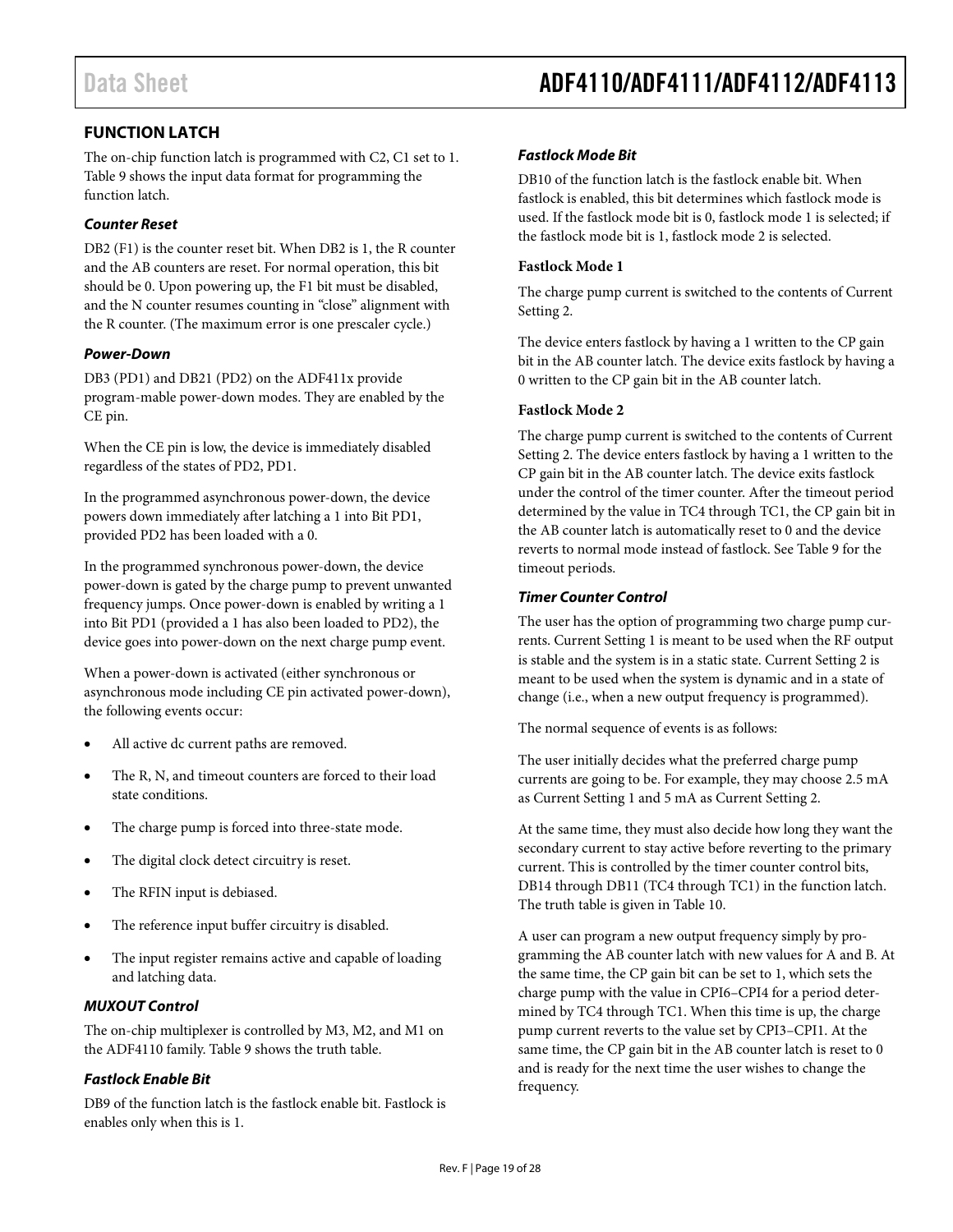## FUNCTION LATCH

The on-chip function latch is programmed with C2, C1 set to 1. Table 9 shows the input data format for programming the function latch.

### *Counter Reset*

DB2 (F1) is the counter reset bit. When DB2 is 1, the R counter and the AB counters are reset. For normal operation, this bit should be 0. Upon powering up, the F1 bit must be disabled, and the N counter resumes counting in "close" alignment with the R counter. (The maximum error is one prescaler cycle.)

### *Power-Down*

DB3 (PD1) and DB21 (PD2) on the ADF411x provide program-mable power-down modes. They are enabled by the CE pin.

When the CE pin is low, the device is immediately disabled regardless of the states of PD2, PD1.

In the programmed asynchronous power-down, the device powers down immediately after latching a 1 into Bit PD1, provided PD2 has been loaded with a 0.

In the programmed synchronous power-down, the device power-down is gated by the charge pump to prevent unwanted frequency jumps. Once power-down is enabled by writing a 1 into Bit PD1 (provided a 1 has also been loaded to PD2), the device goes into power-down on the next charge pump event.

When a power-down is activated (either synchronous or asynchronous mode including CE pin activated power-down), the following events occur:

- All active dc current paths are removed.
- The R, N, and timeout counters are forced to their load state conditions.
- The charge pump is forced into three-state mode.
- The digital clock detect circuitry is reset.
- The RFIN input is debiased.
- The reference input buffer circuitry is disabled.
- The input register remains active and capable of loading and latching data.

### *MUXOUT Control*

The on-chip multiplexer is controlled by M3, M2, and M1 on the ADF4110 family. Table 9 shows the truth table.

### *Fastlock Enable Bit*

DB9 of the function latch is the fastlock enable bit. Fastlock is enables only when this is 1.

### *Fastlock Mode Bit*

DB10 of the function latch is the fastlock enable bit. When fastlock is enabled, this bit determines which fastlock mode is used. If the fastlock mode bit is 0, fastlock mode 1 is selected; if the fastlock mode bit is 1, fastlock mode 2 is selected.

#### Fastlock Mode 1

The charge pump current is switched to the contents of Current Setting 2.

The device enters fastlock by having a 1 written to the CP gain bit in the AB counter latch. The device exits fastlock by having a 0 written to the CP gain bit in the AB counter latch.

#### Fastlock Mode 2

The charge pump current is switched to the contents of Current Setting 2. The device enters fastlock by having a 1 written to the CP gain bit in the AB counter latch. The device exits fastlock under the control of the timer counter. After the timeout period determined by the value in TC4 through TC1, the CP gain bit in the AB counter latch is automatically reset to 0 and the device reverts to normal mode instead of fastlock. See Table 9 for the timeout periods.

### *Timer Counter Control*

The user has the option of programming two charge pump currents. Current Setting 1 is meant to be used when the RF output is stable and the system is in a static state. Current Setting 2 is meant to be used when the system is dynamic and in a state of change (i.e., when a new output frequency is programmed).

The normal sequence of events is as follows:

The user initially decides what the preferred charge pump currents are going to be. For example, they may choose 2.5 mA as Current Setting 1 and 5 mA as Current Setting 2.

At the same time, they must also decide how long they want the secondary current to stay active before reverting to the primary current. This is controlled by the timer counter control bits, DB14 through DB11 (TC4 through TC1) in the function latch. The truth table is given in Table 10.

A user can program a new output frequency simply by programming the AB counter latch with new values for A and B. At the same time, the CP gain bit can be set to 1, which sets the charge pump with the value in CPI6–CPI4 for a period determined by TC4 through TC1. When this time is up, the charge pump current reverts to the value set by CPI3–CPI1. At the same time, the CP gain bit in the AB counter latch is reset to 0 and is ready for the next time the user wishes to change the frequency.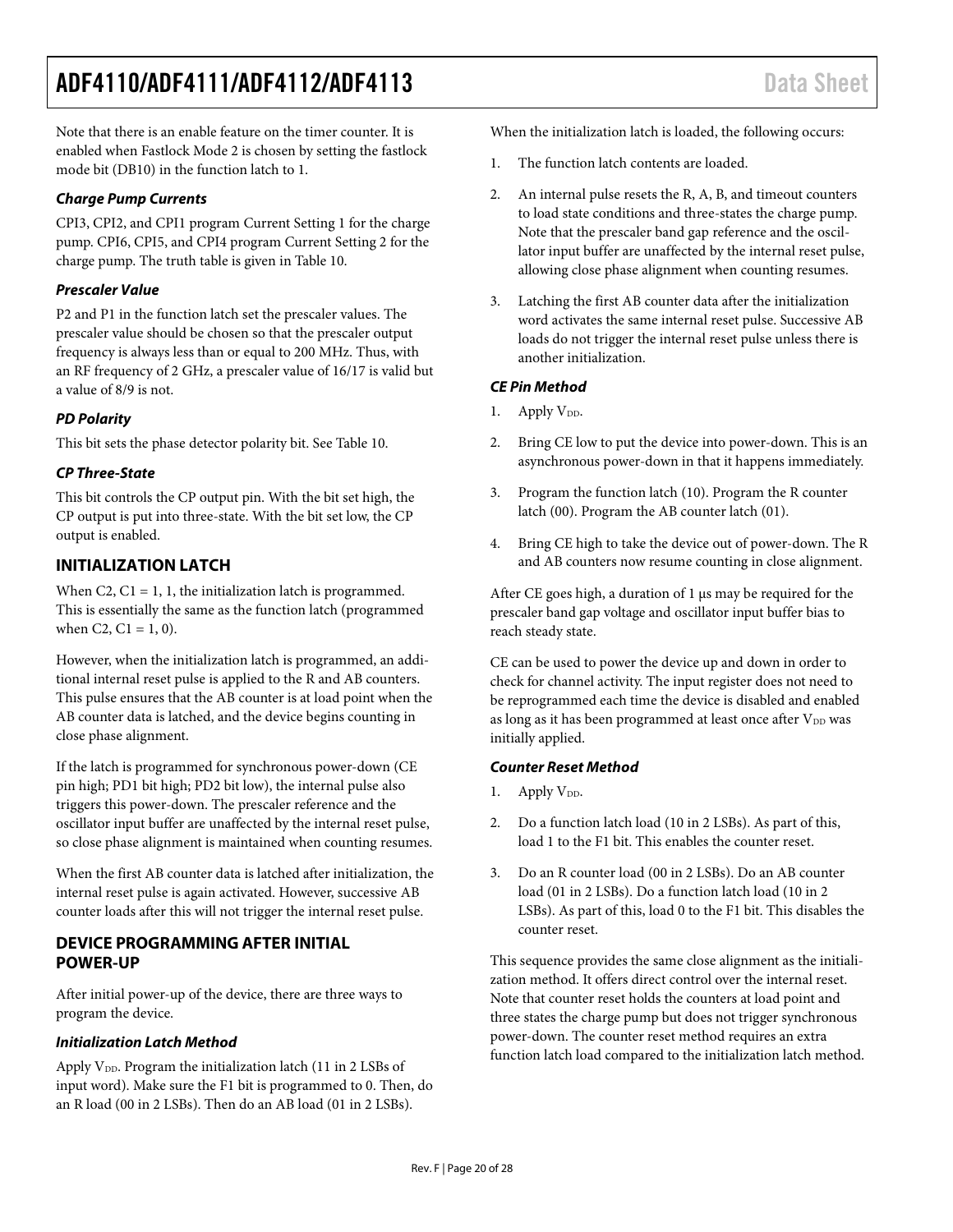Note that there is an enable feature on the timer counter. It is enabled when Fastlock Mode 2 is chosen by setting the fastlock mode bit (DB10) in the function latch to 1.

#### *Charge Pump Currents*

CPI3, CPI2, and CPI1 program Current Setting 1 for the charge pump. CPI6, CPI5, and CPI4 program Current Setting 2 for the charge pump. The truth table is given in Table 10.

#### *Prescaler Value*

P2 and P1 in the function latch set the prescaler values. The prescaler value should be chosen so that the prescaler output frequency is always less than or equal to 200 MHz. Thus, with an RF frequency of 2 GHz, a prescaler value of 16/17 is valid but a value of 8/9 is not.

#### *PD Polarity*

This bit sets the phase detector polarity bit. See Table 10.

#### *CP Three-State*

This bit controls the CP output pin. With the bit set high, the CP output is put into three-state. With the bit set low, the CP output is enabled.

## INITIALIZATION LATCH

When C2, C1 = 1, 1, the initialization latch is programmed. This is essentially the same as the function latch (programmed when C2, C1 = 1, 0).

However, when the initialization latch is programmed, an additional internal reset pulse is applied to the R and AB counters. This pulse ensures that the AB counter is at load point when the AB counter data is latched, and the device begins counting in close phase alignment.

If the latch is programmed for synchronous power-down (CE pin high; PD1 bit high; PD2 bit low), the internal pulse also triggers this power-down. The prescaler reference and the oscillator input buffer are unaffected by the internal reset pulse, so close phase alignment is maintained when counting resumes.

When the first AB counter data is latched after initialization, the internal reset pulse is again activated. However, successive AB counter loads after this will not trigger the internal reset pulse.

## DEVICE PROGRAMMING AFTER INITIAL POWER-UP

After initial power-up of the device, there are three ways to program the device.

#### *Initialization Latch Method*

Apply $V_{DD}$. Program the initialization latch (11 in 2 LSBs of input word). Make sure the F1 bit is programmed to 0. Then, do an R load (00 in 2 LSBs). Then do an AB load (01 in 2 LSBs).

When the initialization latch is loaded, the following occurs:

1. The function latch contents are loaded.
2. An internal pulse resets the R, A, B, and timeout counters to load state conditions and three-states the charge pump. Note that the prescaler band gap reference and the oscillator input buffer are unaffected by the internal reset pulse, allowing close phase alignment when counting resumes.
3. Latching the first AB counter data after the initialization word activates the same internal reset pulse. Successive AB loads do not trigger the internal reset pulse unless there is another initialization.

#### *CE Pin Method*

1. Apply $V_{DD}$.
2. Bring CE low to put the device into power-down. This is an asynchronous power-down in that it happens immediately.
3. Program the function latch (10). Program the R counter latch (00). Program the AB counter latch (01).
4. Bring CE high to take the device out of power-down. The R and AB counters now resume counting in close alignment.

After CE goes high, a duration of 1 μs may be required for the prescaler band gap voltage and oscillator input buffer bias to reach steady state.

CE can be used to power the device up and down in order to check for channel activity. The input register does not need to be reprogrammed each time the device is disabled and enabled as long as it has been programmed at least once after $V_{DD}$ was initially applied.

#### *Counter Reset Method*

1. Apply $V_{DD}$.
2. Do a function latch load (10 in 2 LSBs). As part of this, load 1 to the F1 bit. This enables the counter reset.
3. Do an R counter load (00 in 2 LSBs). Do an AB counter load (01 in 2 LSBs). Do a function latch load (10 in 2 LSBs). As part of this, load 0 to the F1 bit. This disables the counter reset.

This sequence provides the same close alignment as the initialization method. It offers direct control over the internal reset. Note that counter reset holds the counters at load point and three states the charge pump but does not trigger synchronous power-down. The counter reset method requires an extra function latch load compared to the initialization latch method.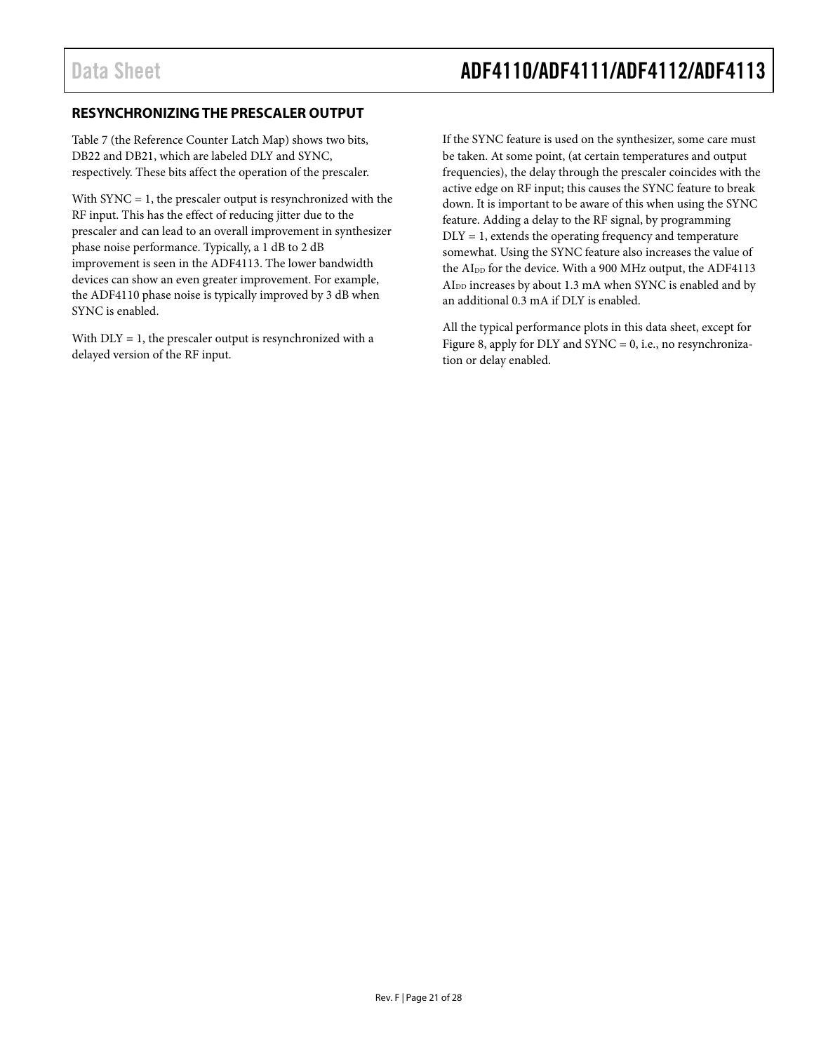## RESYNCHRONIZING THE PRESCALER OUTPUT

Table 7 (the Reference Counter Latch Map) shows two bits, DB22 and DB21, which are labeled DLY and SYNC, respectively. These bits affect the operation of the prescaler.

With SYNC = 1, the prescaler output is resynchronized with the RF input. This has the effect of reducing jitter due to the prescaler and can lead to an overall improvement in synthesizer phase noise performance. Typically, a 1 dB to 2 dB improvement is seen in the ADF4113. The lower bandwidth devices can show an even greater improvement. For example, the ADF4110 phase noise is typically improved by 3 dB when SYNC is enabled.

With DLY = 1, the prescaler output is resynchronized with a delayed version of the RF input.

If the SYNC feature is used on the synthesizer, some care must be taken. At some point, (at certain temperatures and output frequencies), the delay through the prescaler coincides with the active edge on RF input; this causes the SYNC feature to break down. It is important to be aware of this when using the SYNC feature. Adding a delay to the RF signal, by programming DLY = 1, extends the operating frequency and temperature somewhat. Using the SYNC feature also increases the value of the $AI_{DD}$ for the device. With a 900 MHz output, the ADF4113 $AI_{DD}$ increases by about 1.3 mA when SYNC is enabled and by an additional 0.3 mA if DLY is enabled.

All the typical performance plots in this data sheet, except for Figure 8, apply for DLY and SYNC = 0, i.e., no resynchronization or delay enabled.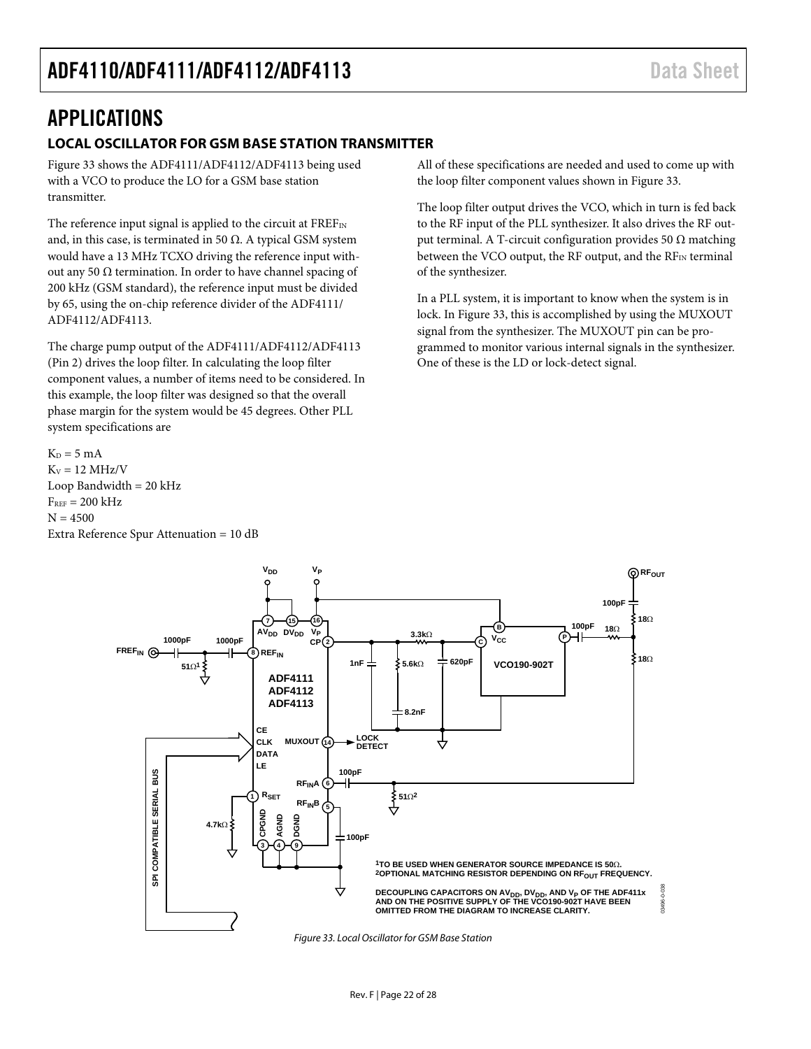# APPLICATIONS

## LOCAL OSCILLATOR FOR GSM BASE STATION TRANSMITTER

Figure 33 shows the ADF4111/ADF4112/ADF4113 being used with a VCO to produce the LO for a GSM base station transmitter.

The reference input signal is applied to the circuit at $FREF_{IN}$ and, in this case, is terminated in 50 Ω. A typical GSM system would have a 13 MHz TCXO driving the reference input without any 50 Ω termination. In order to have channel spacing of 200 kHz (GSM standard), the reference input must be divided by 65, using the on-chip reference divider of the ADF4111/ADF4112/ADF4113.

The charge pump output of the ADF4111/ADF4112/ADF4113 (Pin 2) drives the loop filter. In calculating the loop filter component values, a number of items need to be considered. In this example, the loop filter was designed so that the overall phase margin for the system would be 45 degrees. Other PLL system specifications are

$K_D$ = 5 mA
$K_V$ = 12 MHz/V
Loop Bandwidth = 20 kHz
$F_{REF}$ = 200 kHz
N = 4500
Extra Reference Spur Attenuation = 10 dB

All of these specifications are needed and used to come up with the loop filter component values shown in Figure 33.

The loop filter output drives the VCO, which in turn is fed back to the RF input of the PLL synthesizer. It also drives the RF output terminal. A T-circuit configuration provides 50 Ω matching between the VCO output, the RF output, and the $RF_{IN}$ terminal of the synthesizer.

In a PLL system, it is important to know when the system is in lock. In Figure 33, this is accomplished by using the MUXOUT signal from the synthesizer. The MUXOUT pin can be programmed to monitor various internal signals in the synthesizer. One of these is the LD or lock-detect signal.

[1] TO BE USED WHEN GENERATOR SOURCE IMPEDANCE IS 50Ω.
[2] OPTIONAL MATCHING RESISTOR DEPENDING ON $RF_{OUT}$ FREQUENCY.

DECOUPLING CAPACITORS ON $AV_{DD}$, $DV_{DD}$, AND $V_P$ OF THE ADF411x AND ON THE POSITIVE SUPPLY OF THE VCO190-902T HAVE BEEN OMITTED FROM THE DIAGRAM TO INCREASE CLARITY.

*Figure 33. Local Oscillator for GSM Base Station*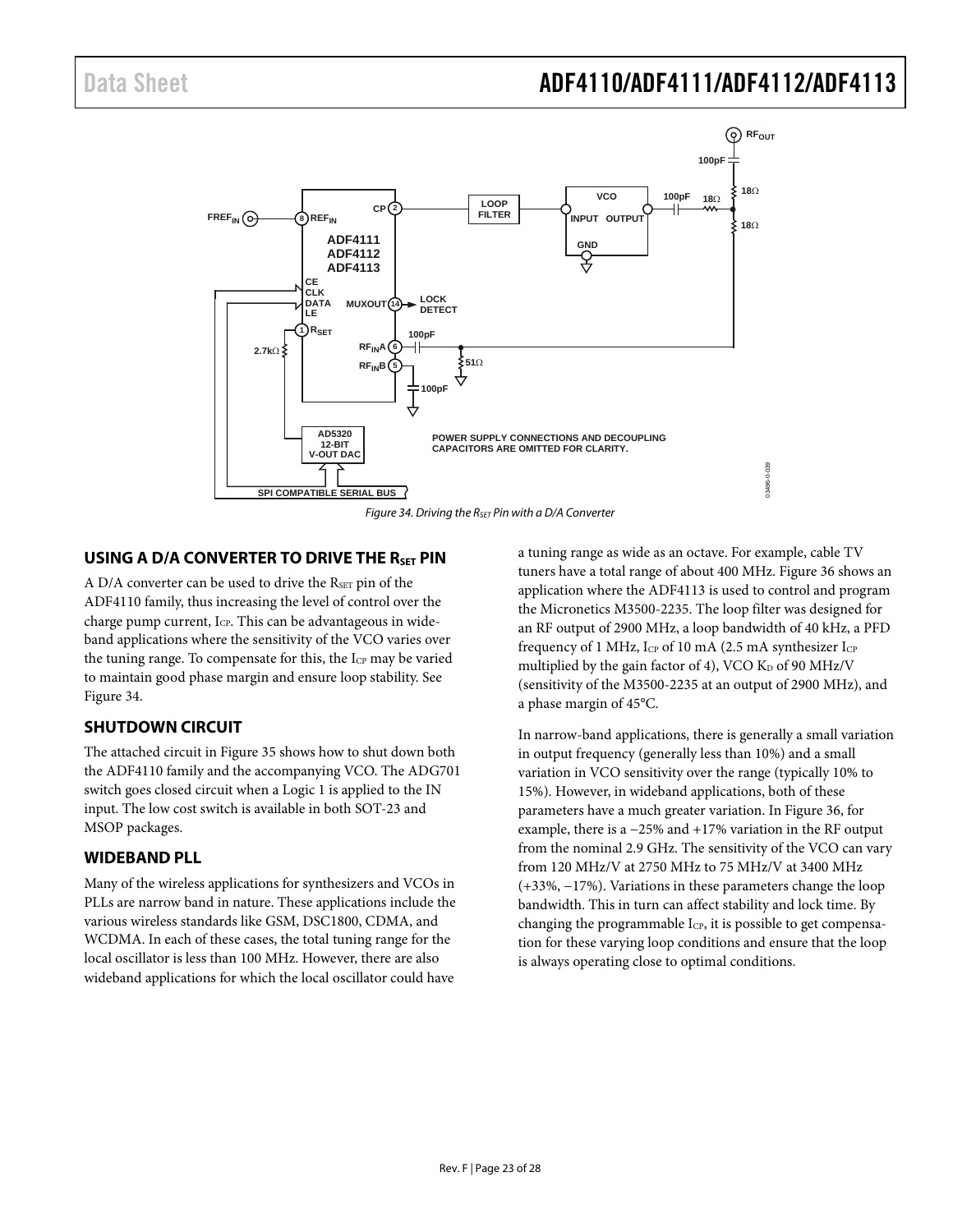Figure 34. Driving the $R_{SET}$ Pin with a D/A Converter

## USING A D/A CONVERTER TO DRIVE THE $R_{SET}$ PIN

A D/A converter can be used to drive the $R_{SET}$ pin of the ADF4110 family, thus increasing the level of control over the charge pump current, $I_{CP}$. This can be advantageous in wideband applications where the sensitivity of the VCO varies over the tuning range. To compensate for this, the $I_{CP}$ may be varied to maintain good phase margin and ensure loop stability. See Figure 34.

## SHUTDOWN CIRCUIT

The attached circuit in Figure 35 shows how to shut down both the ADF4110 family and the accompanying VCO. The ADG701 switch goes closed circuit when a Logic 1 is applied to the IN input. The low cost switch is available in both SOT-23 and MSOP packages.

## WIDEBAND PLL

Many of the wireless applications for synthesizers and VCOs in PLLs are narrow band in nature. These applications include the various wireless standards like GSM, DSC1800, CDMA, and WCDMA. In each of these cases, the total tuning range for the local oscillator is less than 100 MHz. However, there are also wideband applications for which the local oscillator could have a tuning range as wide as an octave. For example, cable TV tuners have a total range of about 400 MHz. Figure 36 shows an application where the ADF4113 is used to control and program the Micronetics M3500-2235. The loop filter was designed for an RF output of 2900 MHz, a loop bandwidth of 40 kHz, a PFD frequency of 1 MHz, $I_{CP}$ of 10 mA (2.5 mA synthesizer $I_{CP}$ multiplied by the gain factor of 4), VCO $K_D$ of 90 MHz/V (sensitivity of the M3500-2235 at an output of 2900 MHz), and a phase margin of 45°C.

In narrow-band applications, there is generally a small variation in output frequency (generally less than 10%) and a small variation in VCO sensitivity over the range (typically 10% to 15%). However, in wideband applications, both of these parameters have a much greater variation. In Figure 36, for example, there is a −25% and +17% variation in the RF output from the nominal 2.9 GHz. The sensitivity of the VCO can vary from 120 MHz/V at 2750 MHz to 75 MHz/V at 3400 MHz (+33%, −17%). Variations in these parameters change the loop bandwidth. This in turn can affect stability and lock time. By changing the programmable $I_{CP}$, it is possible to get compensation for these varying loop conditions and ensure that the loop is always operating close to optimal conditions.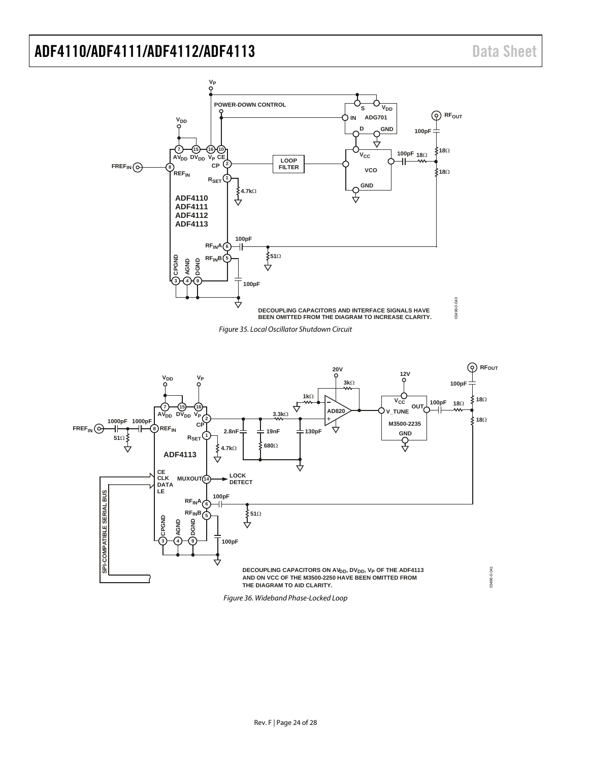DECOUPLING CAPACITORS AND INTERFACE SIGNALS HAVE BEEN OMITTED FROM THE DIAGRAM TO INCREASE CLARITY.

*Figure 35. Local Oscillator Shutdown Circuit*

DECOUPLING CAPACITORS ON $AV_{DD}$, $DV_{DD}$, $V_P$ OF THE ADF4113 AND ON VCC OF THE M3500-2250 HAVE BEEN OMITTED FROM THE DIAGRAM TO AID CLARITY.

*Figure 36. Wideband Phase-Locked Loop*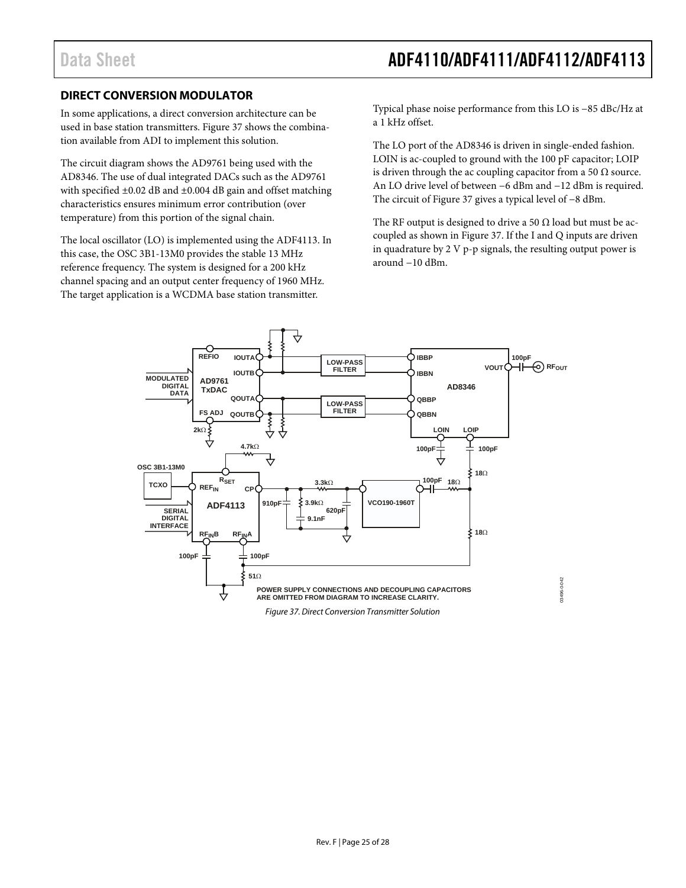## DIRECT CONVERSION MODULATOR

In some applications, a direct conversion architecture can be used in base station transmitters. Figure 37 shows the combination available from ADI to implement this solution.

The circuit diagram shows the AD9761 being used with the AD8346. The use of dual integrated DACs such as the AD9761 with specified ±0.02 dB and ±0.004 dB gain and offset matching characteristics ensures minimum error contribution (over temperature) from this portion of the signal chain.

The local oscillator (LO) is implemented using the ADF4113. In this case, the OSC 3B1-13M0 provides the stable 13 MHz reference frequency. The system is designed for a 200 kHz channel spacing and an output center frequency of 1960 MHz. The target application is a WCDMA base station transmitter.

Typical phase noise performance from this LO is −85 dBc/Hz at a 1 kHz offset.

The LO port of the AD8346 is driven in single-ended fashion. LOIN is ac-coupled to ground with the 100 pF capacitor; LOIP is driven through the ac coupling capacitor from a 50 Ω source. An LO drive level of between −6 dBm and −12 dBm is required. The circuit of Figure 37 gives a typical level of −8 dBm.

The RF output is designed to drive a 50 Ω load but must be ac-coupled as shown in Figure 37. If the I and Q inputs are driven in quadrature by 2 V p-p signals, the resulting output power is around −10 dBm.

*Figure 37. Direct Conversion Transmitter Solution*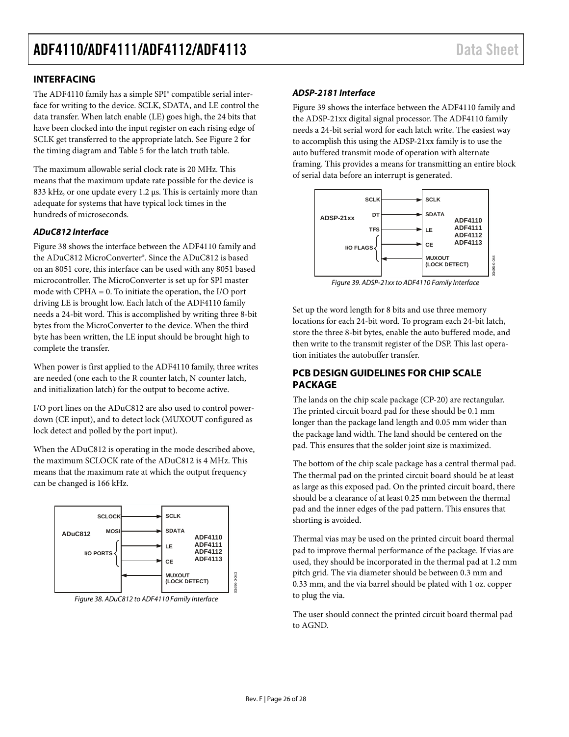## INTERFACING

The ADF4110 family has a simple SPI® compatible serial interface for writing to the device. SCLK, SDATA, and LE control the data transfer. When latch enable (LE) goes high, the 24 bits that have been clocked into the input register on each rising edge of SCLK get transferred to the appropriate latch. See Figure 2 for the timing diagram and Table 5 for the latch truth table.

The maximum allowable serial clock rate is 20 MHz. This means that the maximum update rate possible for the device is 833 kHz, or one update every 1.2 μs. This is certainly more than adequate for systems that have typical lock times in the hundreds of microseconds.

### *ADuC812 Interface*

Figure 38 shows the interface between the ADF4110 family and the ADuC812 MicroConverter®. Since the ADuC812 is based on an 8051 core, this interface can be used with any 8051 based microcontroller. The MicroConverter is set up for SPI master mode with CPHA = 0. To initiate the operation, the I/O port driving LE is brought low. Each latch of the ADF4110 family needs a 24-bit word. This is accomplished by writing three 8-bit bytes from the MicroConverter to the device. When the third byte has been written, the LE input should be brought high to complete the transfer.

When power is first applied to the ADF4110 family, three writes are needed (one each to the R counter latch, N counter latch, and initialization latch) for the output to become active.

I/O port lines on the ADuC812 are also used to control power-down (CE input), and to detect lock (MUXOUT configured as lock detect and polled by the port input).

When the ADuC812 is operating in the mode described above, the maximum SCLOCK rate of the ADuC812 is 4 MHz. This means that the maximum rate at which the output frequency can be changed is 166 kHz.

*Figure 38. ADuC812 to ADF4110 Family Interface*

### *ADSP-2181 Interface*

Figure 39 shows the interface between the ADF4110 family and the ADSP-21xx digital signal processor. The ADF4110 family needs a 24-bit serial word for each latch write. The easiest way to accomplish this using the ADSP-21xx family is to use the auto buffered transmit mode of operation with alternate framing. This provides a means for transmitting an entire block of serial data before an interrupt is generated.

*Figure 39. ADSP-21xx to ADF4110 Family Interface*

Set up the word length for 8 bits and use three memory locations for each 24-bit word. To program each 24-bit latch, store the three 8-bit bytes, enable the auto buffered mode, and then write to the transmit register of the DSP. This last operation initiates the autobuffer transfer.

## PCB DESIGN GUIDELINES FOR CHIP SCALE PACKAGE

The lands on the chip scale package (CP-20) are rectangular. The printed circuit board pad for these should be 0.1 mm longer than the package land length and 0.05 mm wider than the package land width. The land should be centered on the pad. This ensures that the solder joint size is maximized.

The bottom of the chip scale package has a central thermal pad. The thermal pad on the printed circuit board should be at least as large as this exposed pad. On the printed circuit board, there should be a clearance of at least 0.25 mm between the thermal pad and the inner edges of the pad pattern. This ensures that shorting is avoided.

Thermal vias may be used on the printed circuit board thermal pad to improve thermal performance of the package. If vias are used, they should be incorporated in the thermal pad at 1.2 mm pitch grid. The via diameter should be between 0.3 mm and 0.33 mm, and the via barrel should be plated with 1 oz. copper to plug the via.

The user should connect the printed circuit board thermal pad to AGND.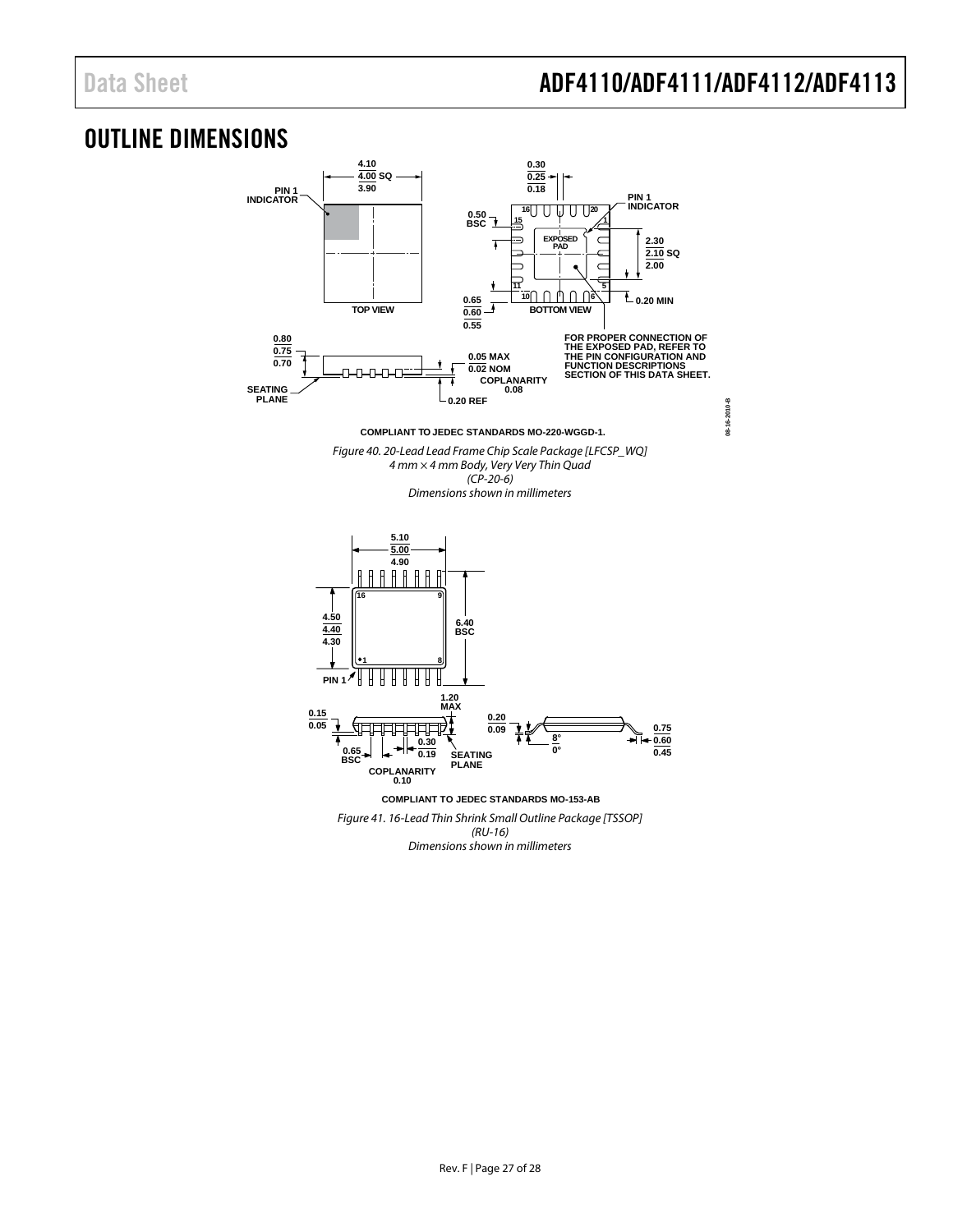# OUTLINE DIMENSIONS

COMPLIANT TO JEDEC STANDARDS MO-220-WGGD-1.

*Figure 40. 20-Lead Lead Frame Chip Scale Package [LFCSP_WQ]*
*4 mm × 4 mm Body, Very Very Thin Quad*
*(CP-20-6)*
*Dimensions shown in millimeters*

COMPLIANT TO JEDEC STANDARDS MO-153-AB

*Figure 41. 16-Lead Thin Shrink Small Outline Package [TSSOP]*
*(RU-16)*
*Dimensions shown in millimeters*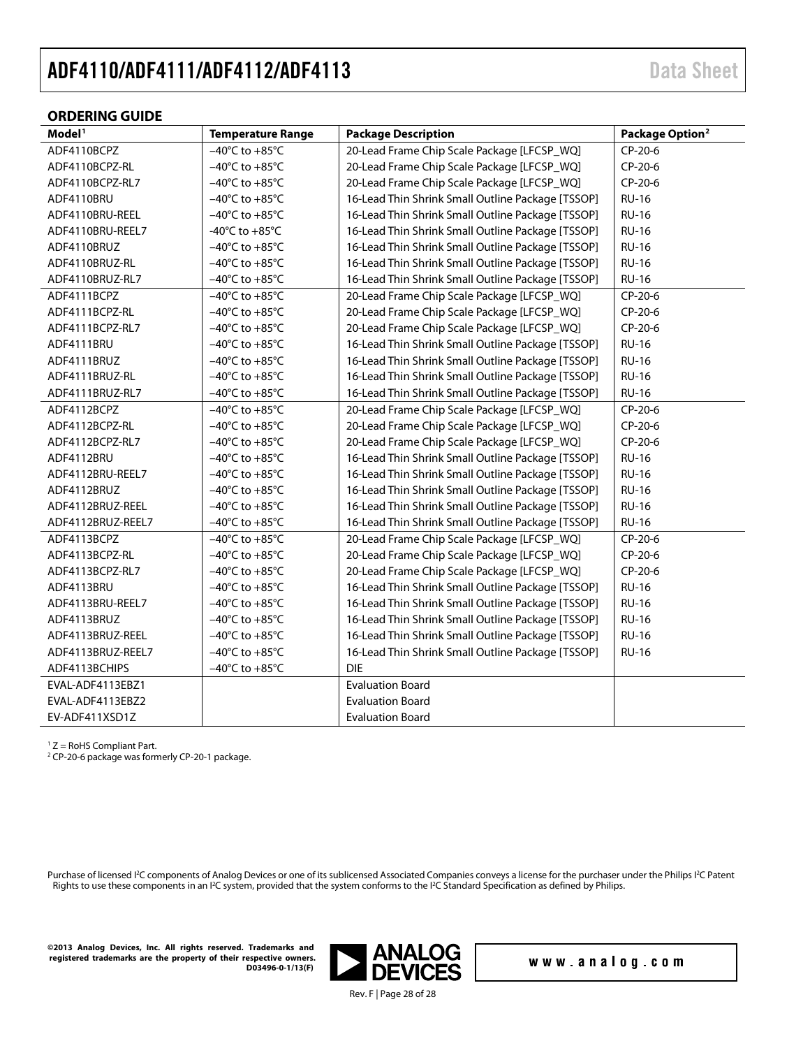## ORDERING GUIDE

| Model[1] | Temperature Range | Package Description | Package Option[2] |
|---|---|---|---|
| ADF4110BCPZ | −40°C to +85°C | 20-Lead Frame Chip Scale Package [LFCSP_WQ] | CP-20-6 |
| ADF4110BCPZ-RL | −40°C to +85°C | 20-Lead Frame Chip Scale Package [LFCSP_WQ] | CP-20-6 |
| ADF4110BCPZ-RL7 | −40°C to +85°C | 20-Lead Frame Chip Scale Package [LFCSP_WQ] | CP-20-6 |
| ADF4110BRU | −40°C to +85°C | 16-Lead Thin Shrink Small Outline Package [TSSOP] | RU-16 |
| ADF4110BRU-REEL | −40°C to +85°C | 16-Lead Thin Shrink Small Outline Package [TSSOP] | RU-16 |
| ADF4110BRU-REEL7 | -40°C to +85°C | 16-Lead Thin Shrink Small Outline Package [TSSOP] | RU-16 |
| ADF4110BRUZ | −40°C to +85°C | 16-Lead Thin Shrink Small Outline Package [TSSOP] | RU-16 |
| ADF4110BRUZ-RL | −40°C to +85°C | 16-Lead Thin Shrink Small Outline Package [TSSOP] | RU-16 |
| ADF4110BRUZ-RL7 | −40°C to +85°C | 16-Lead Thin Shrink Small Outline Package [TSSOP] | RU-16 |
| ADF4111BCPZ | −40°C to +85°C | 20-Lead Frame Chip Scale Package [LFCSP_WQ] | CP-20-6 |
| ADF4111BCPZ-RL | −40°C to +85°C | 20-Lead Frame Chip Scale Package [LFCSP_WQ] | CP-20-6 |
| ADF4111BCPZ-RL7 | −40°C to +85°C | 20-Lead Frame Chip Scale Package [LFCSP_WQ] | CP-20-6 |
| ADF4111BRU | −40°C to +85°C | 16-Lead Thin Shrink Small Outline Package [TSSOP] | RU-16 |
| ADF4111BRUZ | −40°C to +85°C | 16-Lead Thin Shrink Small Outline Package [TSSOP] | RU-16 |
| ADF4111BRUZ-RL | −40°C to +85°C | 16-Lead Thin Shrink Small Outline Package [TSSOP] | RU-16 |
| ADF4111BRUZ-RL7 | −40°C to +85°C | 16-Lead Thin Shrink Small Outline Package [TSSOP] | RU-16 |
| ADF4112BCPZ | −40°C to +85°C | 20-Lead Frame Chip Scale Package [LFCSP_WQ] | CP-20-6 |
| ADF4112BCPZ-RL | −40°C to +85°C | 20-Lead Frame Chip Scale Package [LFCSP_WQ] | CP-20-6 |
| ADF4112BCPZ-RL7 | −40°C to +85°C | 20-Lead Frame Chip Scale Package [LFCSP_WQ] | CP-20-6 |
| ADF4112BRU | −40°C to +85°C | 16-Lead Thin Shrink Small Outline Package [TSSOP] | RU-16 |
| ADF4112BRU-REEL7 | −40°C to +85°C | 16-Lead Thin Shrink Small Outline Package [TSSOP] | RU-16 |
| ADF4112BRUZ | −40°C to +85°C | 16-Lead Thin Shrink Small Outline Package [TSSOP] | RU-16 |
| ADF4112BRUZ-REEL | −40°C to +85°C | 16-Lead Thin Shrink Small Outline Package [TSSOP] | RU-16 |
| ADF4112BRUZ-REEL7 | −40°C to +85°C | 16-Lead Thin Shrink Small Outline Package [TSSOP] | RU-16 |
| ADF4113BCPZ | −40°C to +85°C | 20-Lead Frame Chip Scale Package [LFCSP_WQ] | CP-20-6 |
| ADF4113BCPZ-RL | −40°C to +85°C | 20-Lead Frame Chip Scale Package [LFCSP_WQ] | CP-20-6 |
| ADF4113BCPZ-RL7 | −40°C to +85°C | 20-Lead Frame Chip Scale Package [LFCSP_WQ] | CP-20-6 |
| ADF4113BRU | −40°C to +85°C | 16-Lead Thin Shrink Small Outline Package [TSSOP] | RU-16 |
| ADF4113BRU-REEL7 | −40°C to +85°C | 16-Lead Thin Shrink Small Outline Package [TSSOP] | RU-16 |
| ADF4113BRUZ | −40°C to +85°C | 16-Lead Thin Shrink Small Outline Package [TSSOP] | RU-16 |
| ADF4113BRUZ-REEL | −40°C to +85°C | 16-Lead Thin Shrink Small Outline Package [TSSOP] | RU-16 |
| ADF4113BRUZ-REEL7 | −40°C to +85°C | 16-Lead Thin Shrink Small Outline Package [TSSOP] | RU-16 |
| ADF4113BCHIPS | −40°C to +85°C | DIE | |
| EVAL-ADF4113EBZ1 | | Evaluation Board | |
| EVAL-ADF4113EBZ2 | | Evaluation Board | |
| EV-ADF411XSD1Z | | Evaluation Board | |

[1] Z = RoHS Compliant Part.
[2] CP-20-6 package was formerly CP-20-1 package.

Purchase of licensed I²C components of Analog Devices or one of its sublicensed Associated Companies conveys a license for the purchaser under the Philips I²C Patent Rights to use these components in an I²C system, provided that the system conforms to the I²C Standard Specification as defined by Philips.

©2013 Analog Devices, Inc. All rights reserved. Trademarks and registered trademarks are the property of their respective owners. D03496-0-1/13(F)